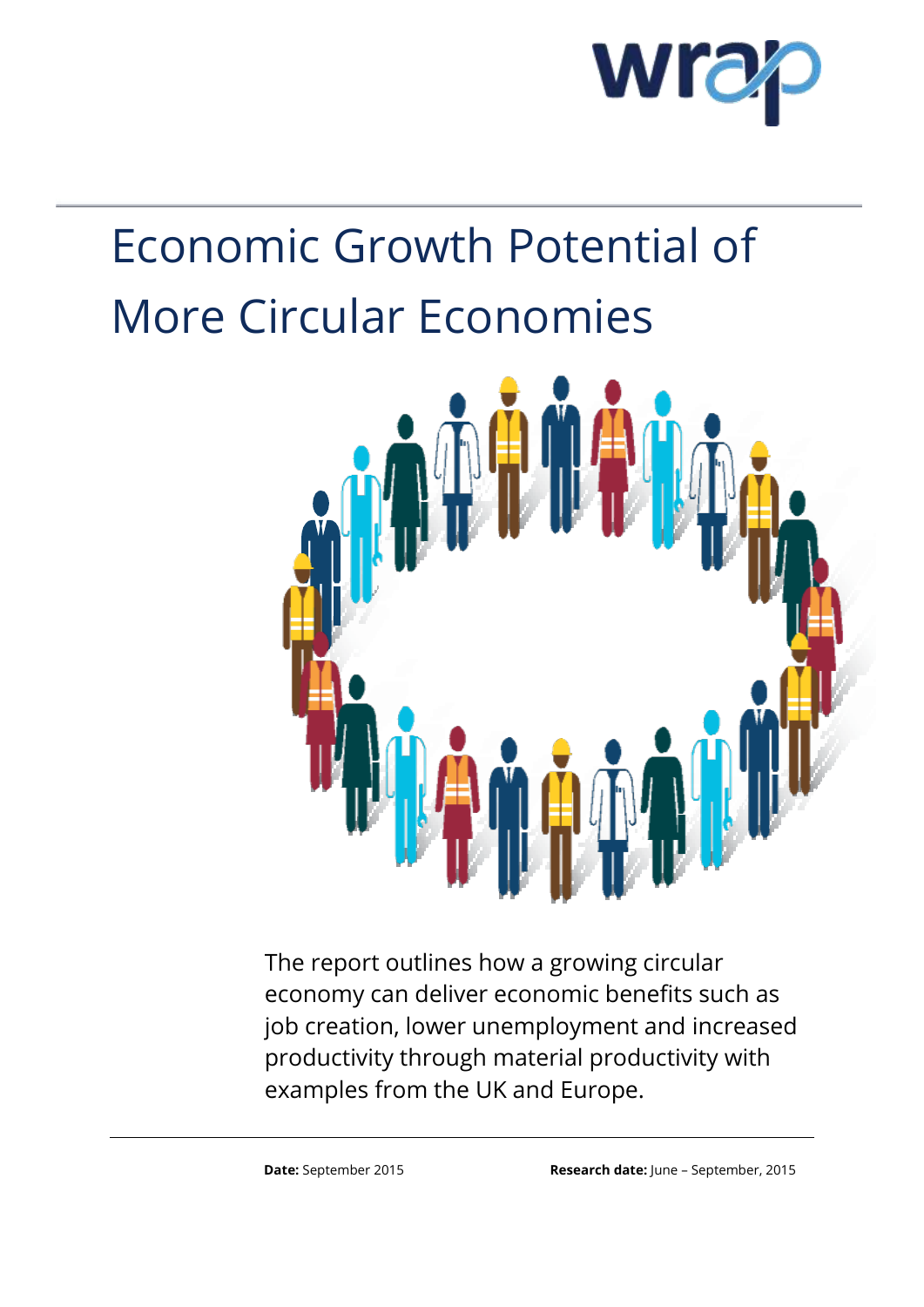wrap

# Economic Growth Potential of More Circular Economies

The report outlines how a growing circular economy can deliver economic benefits such as job creation, lower unemployment and increased productivity through material productivity with examples from the UK and Europe.

**Date:** September 2015 **Research date:** June – September, 2015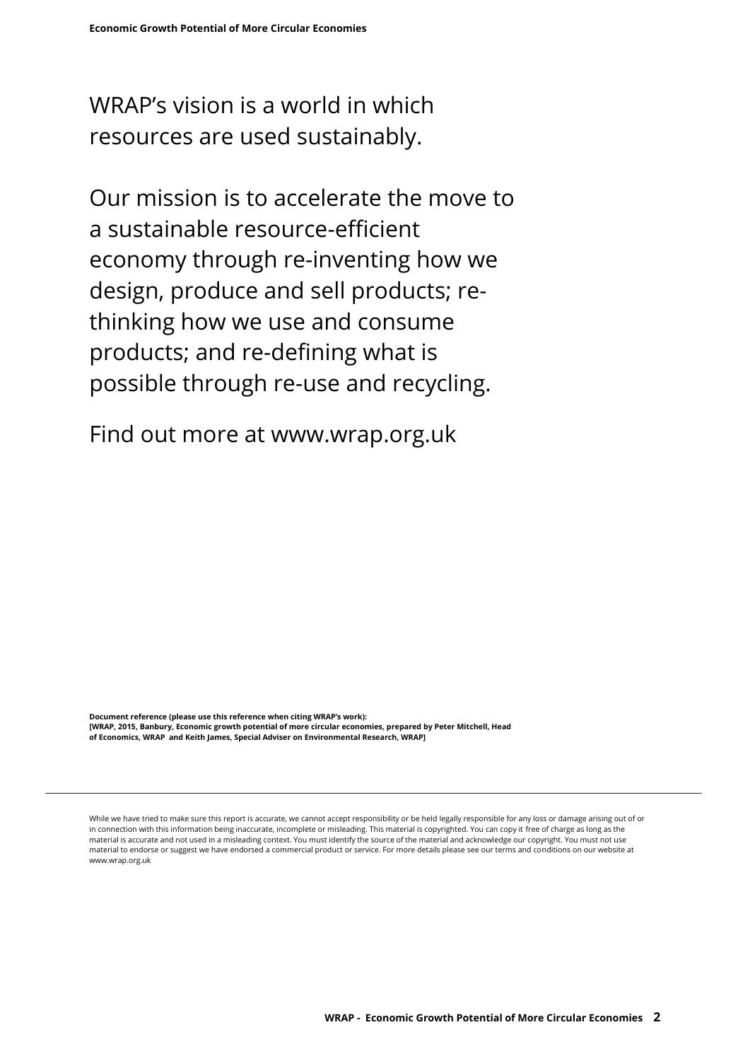WRAP's vision is a world in which resources are used sustainably.

Our mission is to accelerate the move to a sustainable resource-efficient economy through re-inventing how we design, produce and sell products; re-thinking how we use and consume products; and re-defining what is possible through re-use and recycling.

Find out more at www.wrap.org.uk

**Document reference (please use this reference when citing WRAP's work):**
**[WRAP, 2015, Banbury, Economic growth potential of more circular economies, prepared by Peter Mitchell, Head of Economics, WRAP and Keith James, Special Adviser on Environmental Research, WRAP]**

---

While we have tried to make sure this report is accurate, we cannot accept responsibility or be held legally responsible for any loss or damage arising out of or in connection with this information being inaccurate, incomplete or misleading. This material is copyrighted. You can copy it free of charge as long as the material is accurate and not used in a misleading context. You must identify the source of the material and acknowledge our copyright. You must not use material to endorse or suggest we have endorsed a commercial product or service. For more details please see our terms and conditions on our website at www.wrap.org.uk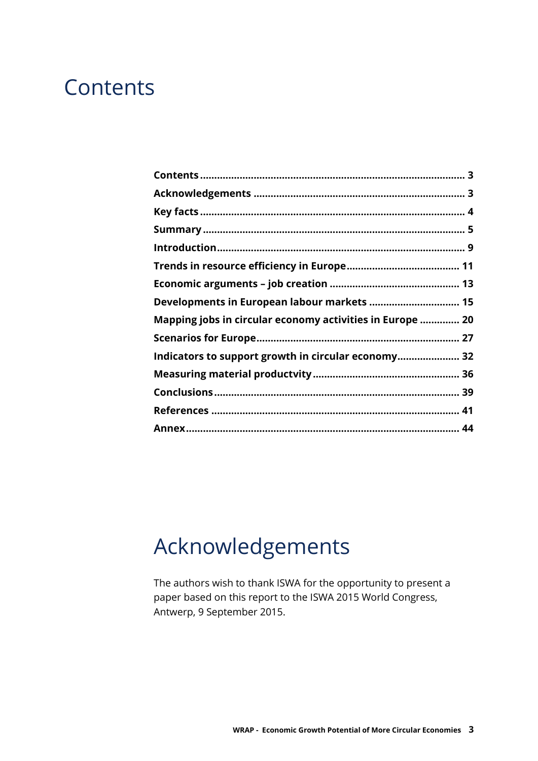# Contents

| | |
|---|---|
| **Contents** | **3** |
| **Acknowledgements** | **3** |
| **Key facts** | **4** |
| **Summary** | **5** |
| **Introduction** | **9** |
| **Trends in resource efficiency in Europe** | **11** |
| **Economic arguments – job creation** | **13** |
| **Developments in European labour markets** | **15** |
| **Mapping jobs in circular economy activities in Europe** | **20** |
| **Scenarios for Europe** | **27** |
| **Indicators to support growth in circular economy** | **32** |
| **Measuring material productvity** | **36** |
| **Conclusions** | **39** |
| **References** | **41** |
| **Annex** | **44** |

# Acknowledgements

The authors wish to thank ISWA for the opportunity to present a paper based on this report to the ISWA 2015 World Congress, Antwerp, 9 September 2015.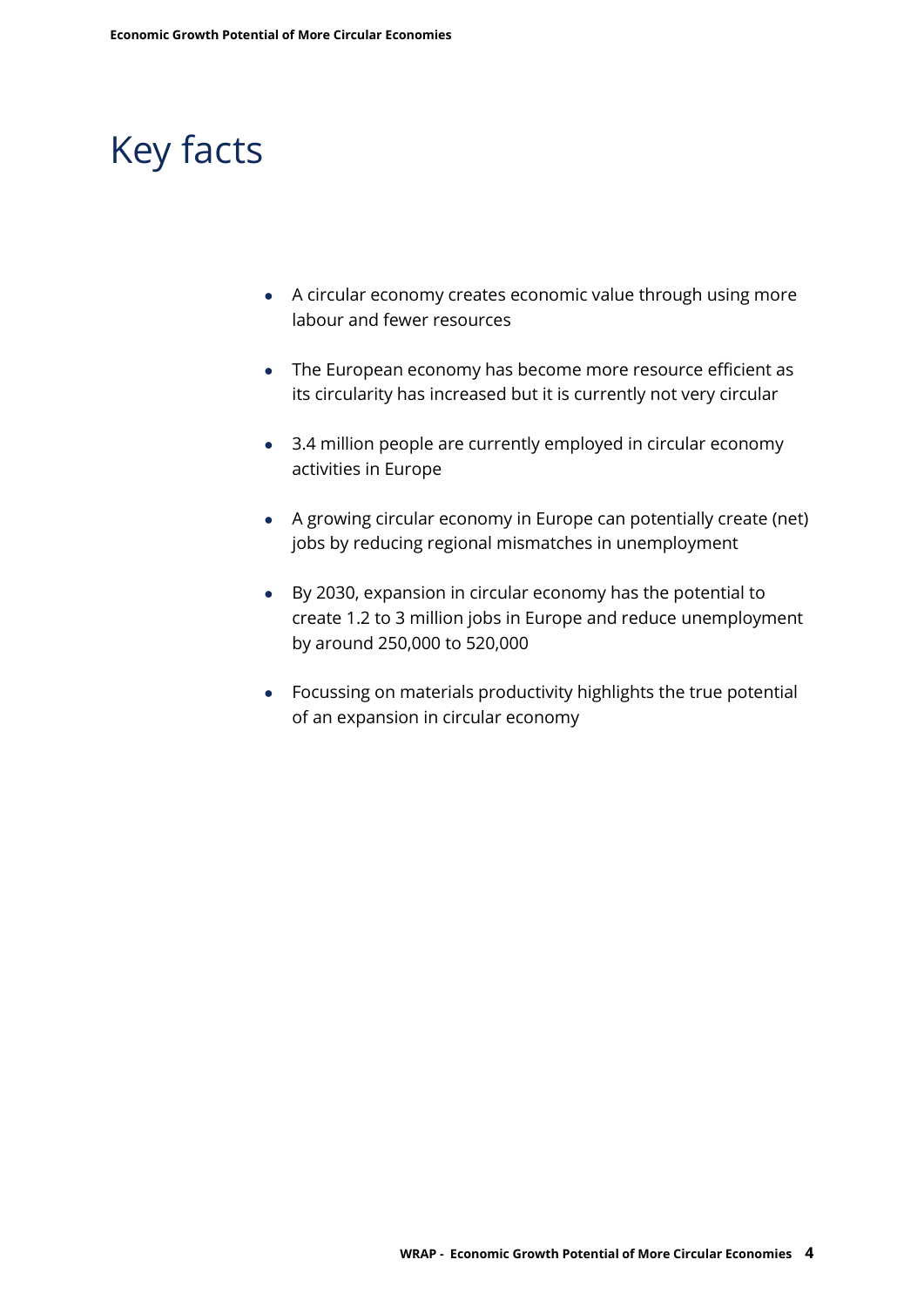# Key facts

- A circular economy creates economic value through using more labour and fewer resources
- The European economy has become more resource efficient as its circularity has increased but it is currently not very circular
- 3.4 million people are currently employed in circular economy activities in Europe
- A growing circular economy in Europe can potentially create (net) jobs by reducing regional mismatches in unemployment
- By 2030, expansion in circular economy has the potential to create 1.2 to 3 million jobs in Europe and reduce unemployment by around 250,000 to 520,000
- Focussing on materials productivity highlights the true potential of an expansion in circular economy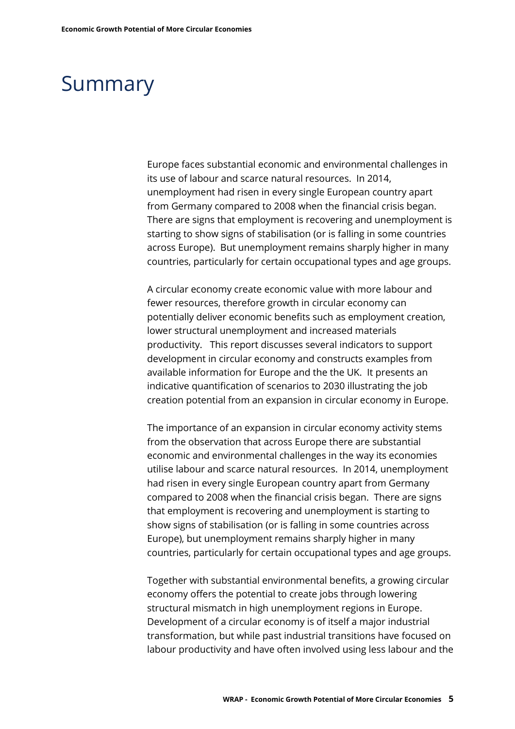# Summary

Europe faces substantial economic and environmental challenges in its use of labour and scarce natural resources. In 2014, unemployment had risen in every single European country apart from Germany compared to 2008 when the financial crisis began. There are signs that employment is recovering and unemployment is starting to show signs of stabilisation (or is falling in some countries across Europe). But unemployment remains sharply higher in many countries, particularly for certain occupational types and age groups.

A circular economy create economic value with more labour and fewer resources, therefore growth in circular economy can potentially deliver economic benefits such as employment creation, lower structural unemployment and increased materials productivity. This report discusses several indicators to support development in circular economy and constructs examples from available information for Europe and the the UK. It presents an indicative quantification of scenarios to 2030 illustrating the job creation potential from an expansion in circular economy in Europe.

The importance of an expansion in circular economy activity stems from the observation that across Europe there are substantial economic and environmental challenges in the way its economies utilise labour and scarce natural resources. In 2014, unemployment had risen in every single European country apart from Germany compared to 2008 when the financial crisis began. There are signs that employment is recovering and unemployment is starting to show signs of stabilisation (or is falling in some countries across Europe), but unemployment remains sharply higher in many countries, particularly for certain occupational types and age groups.

Together with substantial environmental benefits, a growing circular economy offers the potential to create jobs through lowering structural mismatch in high unemployment regions in Europe. Development of a circular economy is of itself a major industrial transformation, but while past industrial transitions have focused on labour productivity and have often involved using less labour and the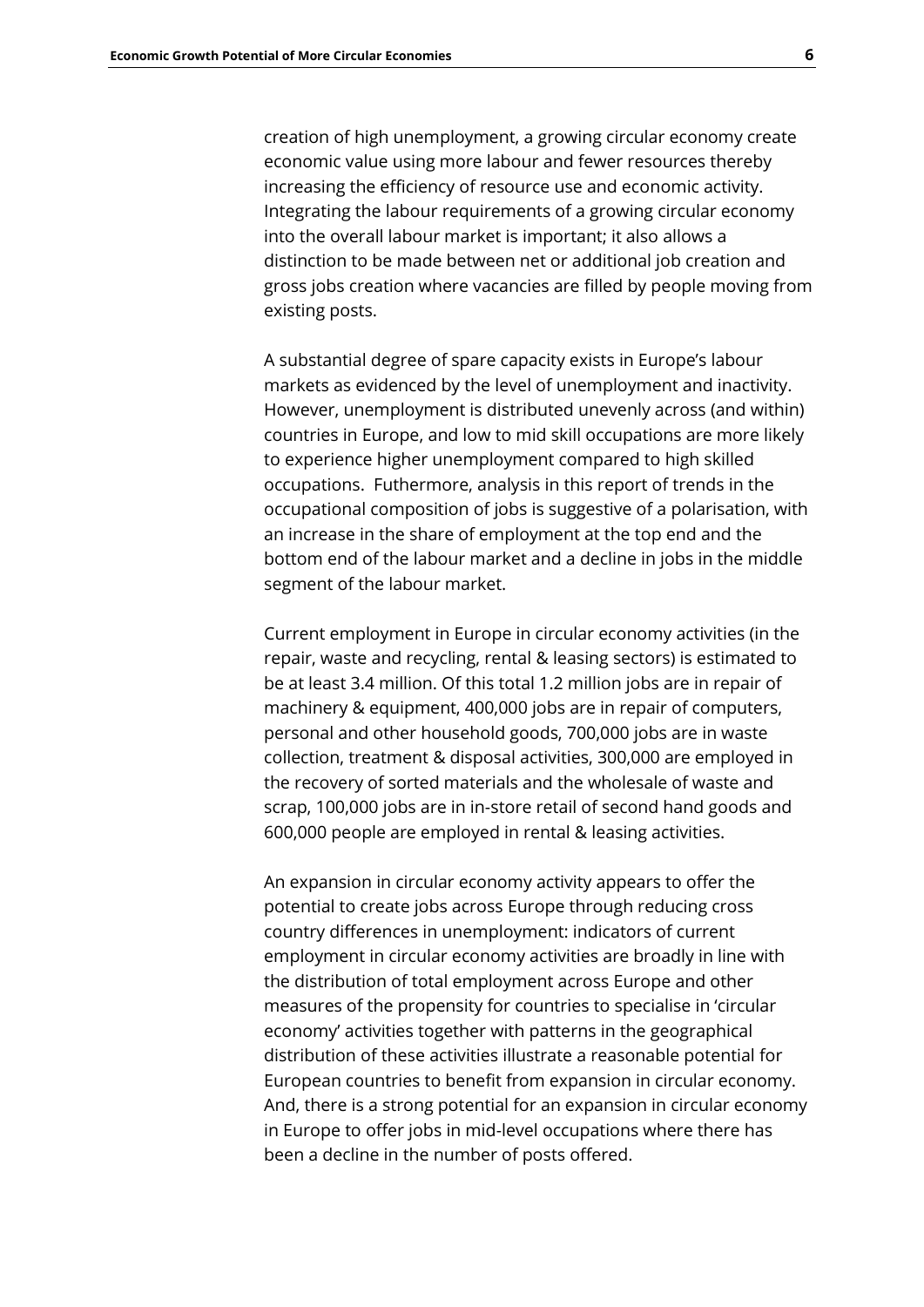creation of high unemployment, a growing circular economy create economic value using more labour and fewer resources thereby increasing the efficiency of resource use and economic activity. Integrating the labour requirements of a growing circular economy into the overall labour market is important; it also allows a distinction to be made between net or additional job creation and gross jobs creation where vacancies are filled by people moving from existing posts.

A substantial degree of spare capacity exists in Europe's labour markets as evidenced by the level of unemployment and inactivity. However, unemployment is distributed unevenly across (and within) countries in Europe, and low to mid skill occupations are more likely to experience higher unemployment compared to high skilled occupations. Futhermore, analysis in this report of trends in the occupational composition of jobs is suggestive of a polarisation, with an increase in the share of employment at the top end and the bottom end of the labour market and a decline in jobs in the middle segment of the labour market.

Current employment in Europe in circular economy activities (in the repair, waste and recycling, rental & leasing sectors) is estimated to be at least 3.4 million. Of this total 1.2 million jobs are in repair of machinery & equipment, 400,000 jobs are in repair of computers, personal and other household goods, 700,000 jobs are in waste collection, treatment & disposal activities, 300,000 are employed in the recovery of sorted materials and the wholesale of waste and scrap, 100,000 jobs are in in-store retail of second hand goods and 600,000 people are employed in rental & leasing activities.

An expansion in circular economy activity appears to offer the potential to create jobs across Europe through reducing cross country differences in unemployment: indicators of current employment in circular economy activities are broadly in line with the distribution of total employment across Europe and other measures of the propensity for countries to specialise in 'circular economy' activities together with patterns in the geographical distribution of these activities illustrate a reasonable potential for European countries to benefit from expansion in circular economy. And, there is a strong potential for an expansion in circular economy in Europe to offer jobs in mid-level occupations where there has been a decline in the number of posts offered.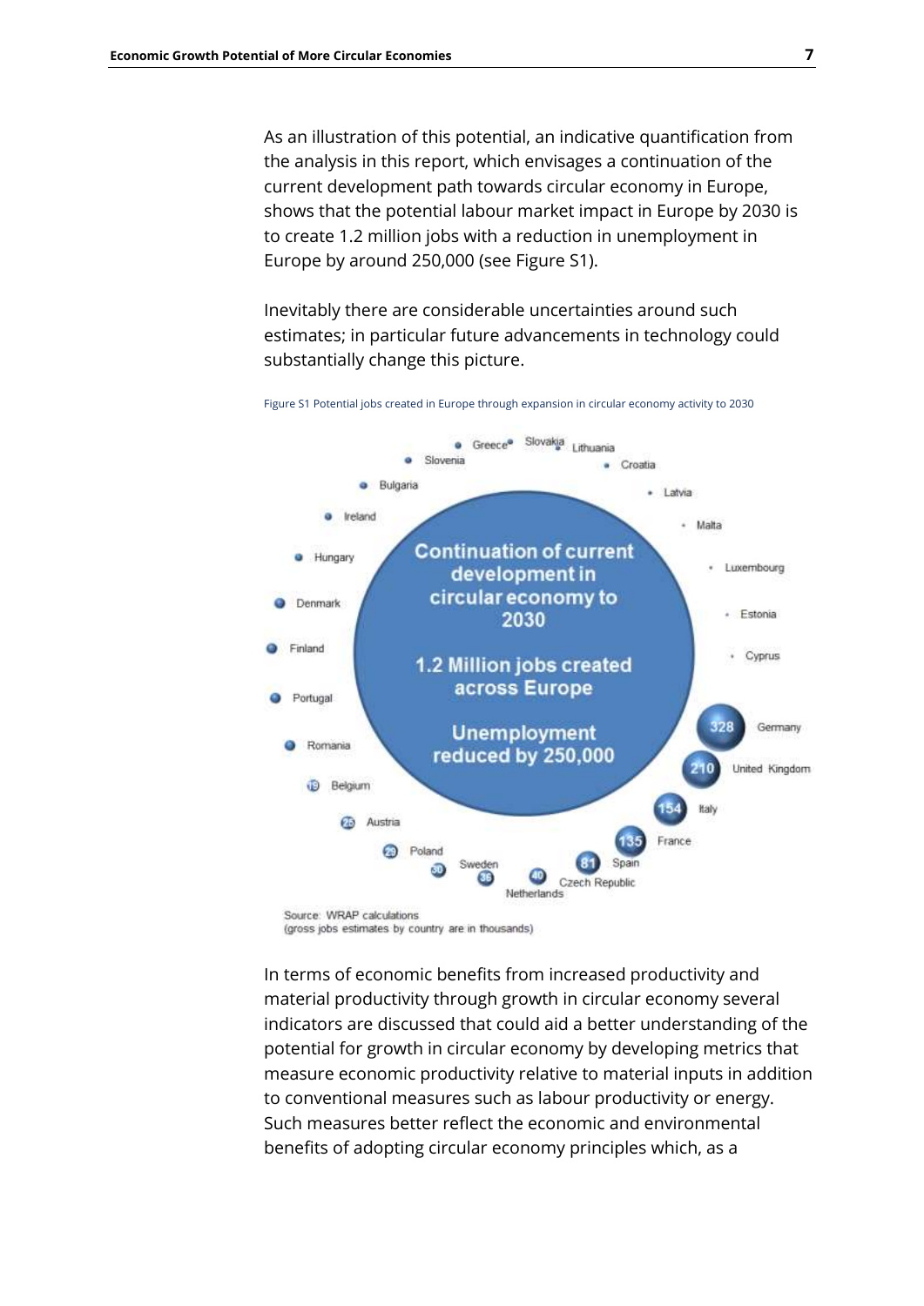As an illustration of this potential, an indicative quantification from the analysis in this report, which envisages a continuation of the current development path towards circular economy in Europe, shows that the potential labour market impact in Europe by 2030 is to create 1.2 million jobs with a reduction in unemployment in Europe by around 250,000 (see Figure S1).

Inevitably there are considerable uncertainties around such estimates; in particular future advancements in technology could substantially change this picture.

Figure S1 Potential jobs created in Europe through expansion in circular economy activity to 2030

Continuation of current development in circular economy to 2030

1.2 Million jobs created across Europe

Unemployment reduced by 250,000

| Country | Gross jobs (thousands) |
|---|---|
| Germany | 328 |
| United Kingdom | 210 |
| Italy | 154 |
| France | 135 |
| Spain | 81 |
| Czech Republic | 40 |
| Netherlands | 36 |
| Sweden | 30 |
| Poland | 29 |
| Austria | 25 |
| Belgium | 19 |
| Romania | |
| Portugal | |
| Finland | |
| Denmark | |
| Hungary | |
| Ireland | |
| Bulgaria | |
| Slovenia | |
| Greece | |
| Slovakia | |
| Lithuania | |
| Croatia | |
| Latvia | |
| Malta | |
| Luxembourg | |
| Estonia | |
| Cyprus | |

Source: WRAP calculations
(gross jobs estimates by country are in thousands)

In terms of economic benefits from increased productivity and material productivity through growth in circular economy several indicators are discussed that could aid a better understanding of the potential for growth in circular economy by developing metrics that measure economic productivity relative to material inputs in addition to conventional measures such as labour productivity or energy. Such measures better reflect the economic and environmental benefits of adopting circular economy principles which, as a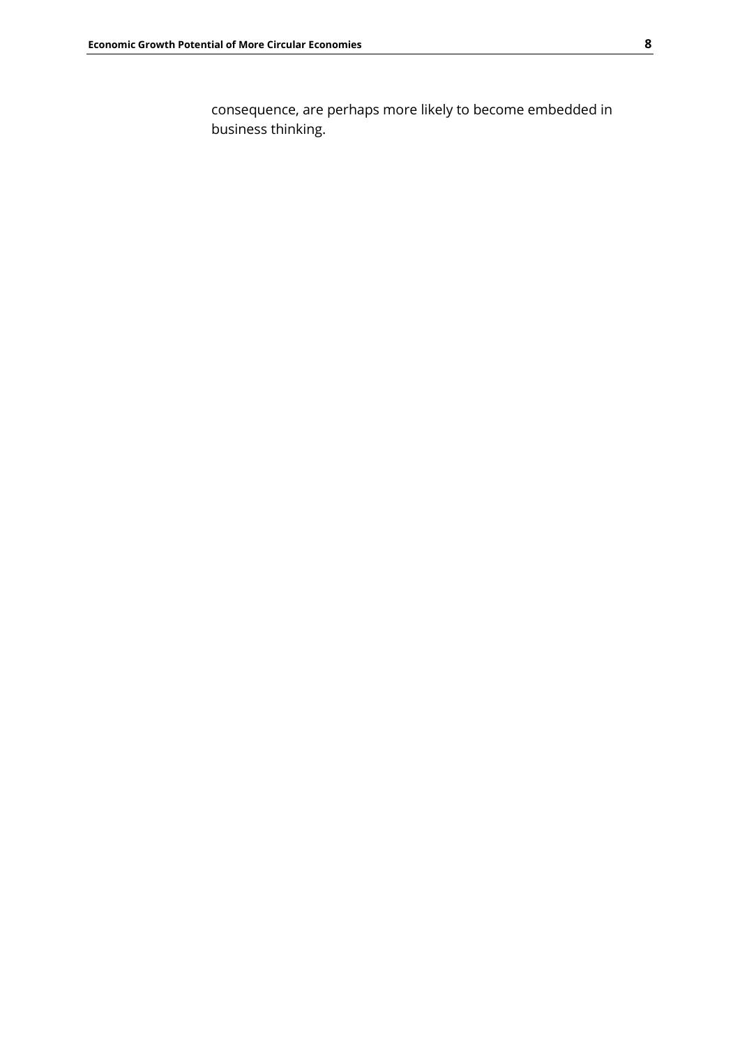consequence, are perhaps more likely to become embedded in business thinking.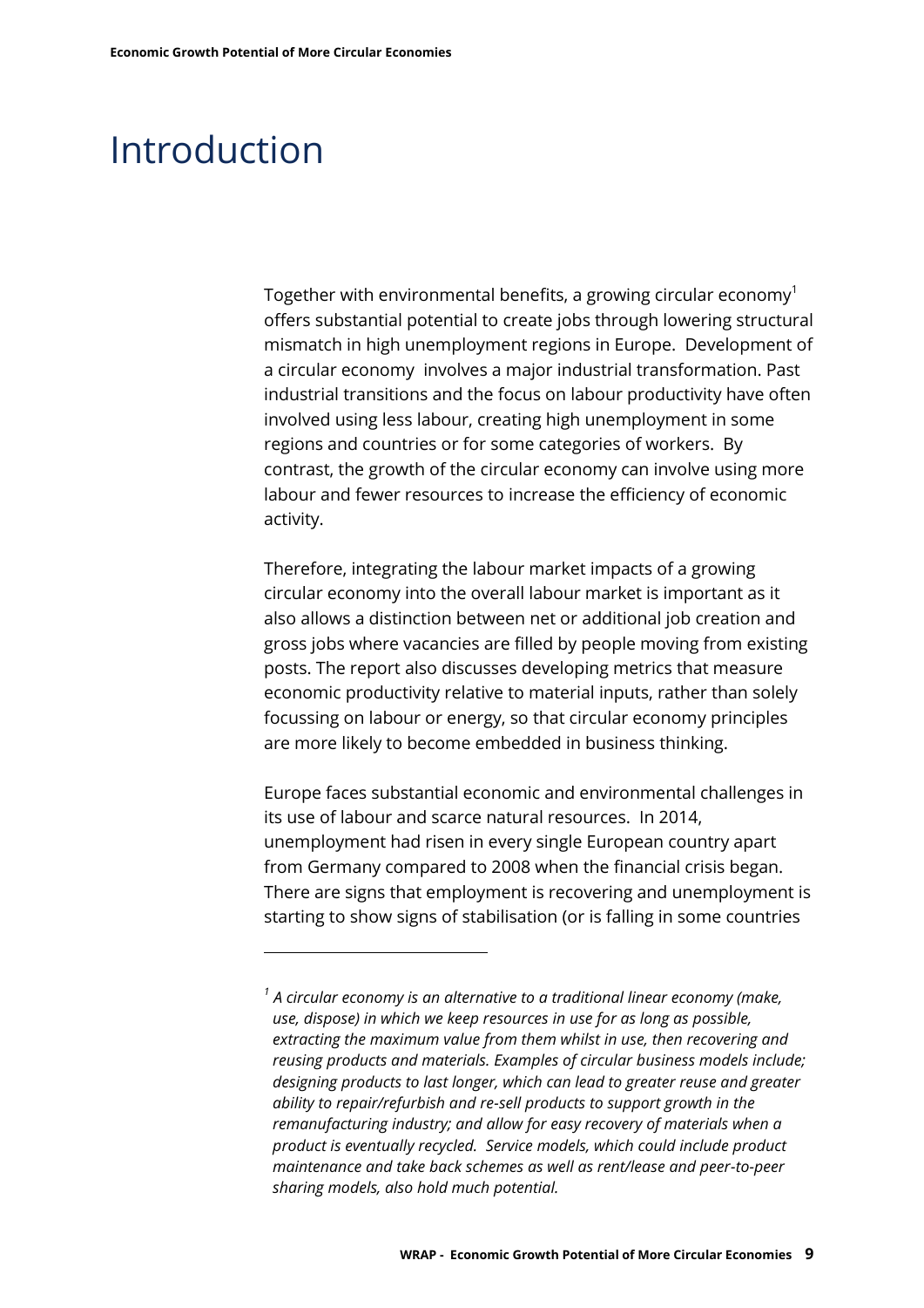# Introduction

Together with environmental benefits, a growing circular economy[1] offers substantial potential to create jobs through lowering structural mismatch in high unemployment regions in Europe. Development of a circular economy involves a major industrial transformation. Past industrial transitions and the focus on labour productivity have often involved using less labour, creating high unemployment in some regions and countries or for some categories of workers. By contrast, the growth of the circular economy can involve using more labour and fewer resources to increase the efficiency of economic activity.

Therefore, integrating the labour market impacts of a growing circular economy into the overall labour market is important as it also allows a distinction between net or additional job creation and gross jobs where vacancies are filled by people moving from existing posts. The report also discusses developing metrics that measure economic productivity relative to material inputs, rather than solely focussing on labour or energy, so that circular economy principles are more likely to become embedded in business thinking.

Europe faces substantial economic and environmental challenges in its use of labour and scarce natural resources. In 2014, unemployment had risen in every single European country apart from Germany compared to 2008 when the financial crisis began. There are signs that employment is recovering and unemployment is starting to show signs of stabilisation (or is falling in some countries

---

[1] *A circular economy is an alternative to a traditional linear economy (make, use, dispose) in which we keep resources in use for as long as possible, extracting the maximum value from them whilst in use, then recovering and reusing products and materials. Examples of circular business models include; designing products to last longer, which can lead to greater reuse and greater ability to repair/refurbish and re-sell products to support growth in the remanufacturing industry; and allow for easy recovery of materials when a product is eventually recycled. Service models, which could include product maintenance and take back schemes as well as rent/lease and peer-to-peer sharing models, also hold much potential.*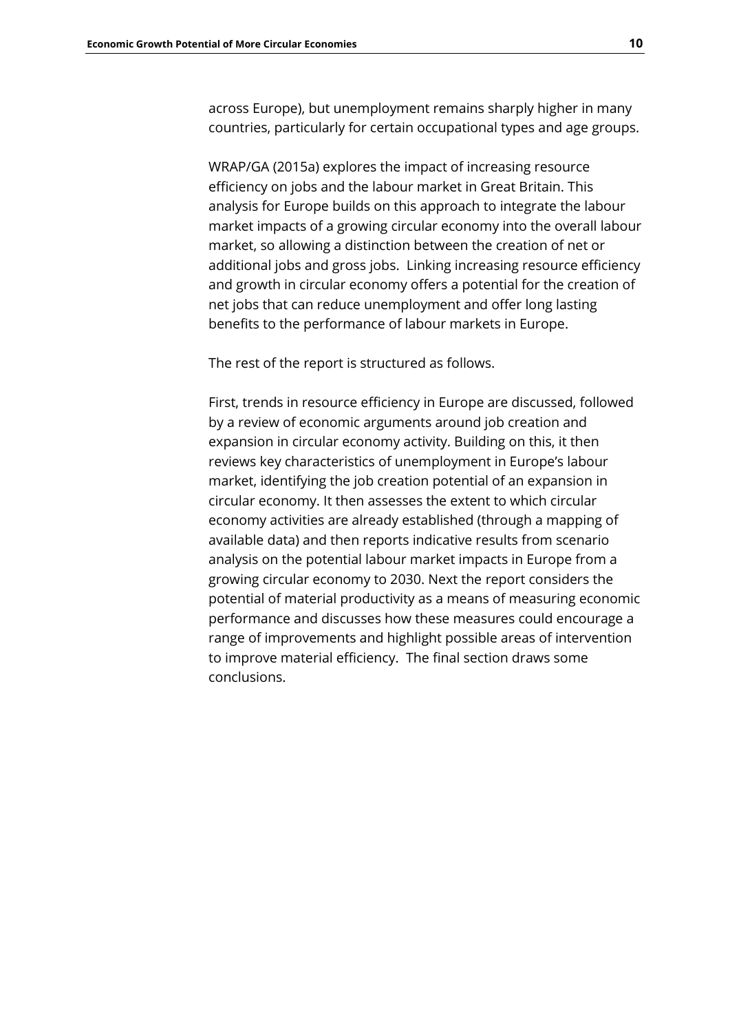across Europe), but unemployment remains sharply higher in many countries, particularly for certain occupational types and age groups.

WRAP/GA (2015a) explores the impact of increasing resource efficiency on jobs and the labour market in Great Britain. This analysis for Europe builds on this approach to integrate the labour market impacts of a growing circular economy into the overall labour market, so allowing a distinction between the creation of net or additional jobs and gross jobs. Linking increasing resource efficiency and growth in circular economy offers a potential for the creation of net jobs that can reduce unemployment and offer long lasting benefits to the performance of labour markets in Europe.

The rest of the report is structured as follows.

First, trends in resource efficiency in Europe are discussed, followed by a review of economic arguments around job creation and expansion in circular economy activity. Building on this, it then reviews key characteristics of unemployment in Europe's labour market, identifying the job creation potential of an expansion in circular economy. It then assesses the extent to which circular economy activities are already established (through a mapping of available data) and then reports indicative results from scenario analysis on the potential labour market impacts in Europe from a growing circular economy to 2030. Next the report considers the potential of material productivity as a means of measuring economic performance and discusses how these measures could encourage a range of improvements and highlight possible areas of intervention to improve material efficiency. The final section draws some conclusions.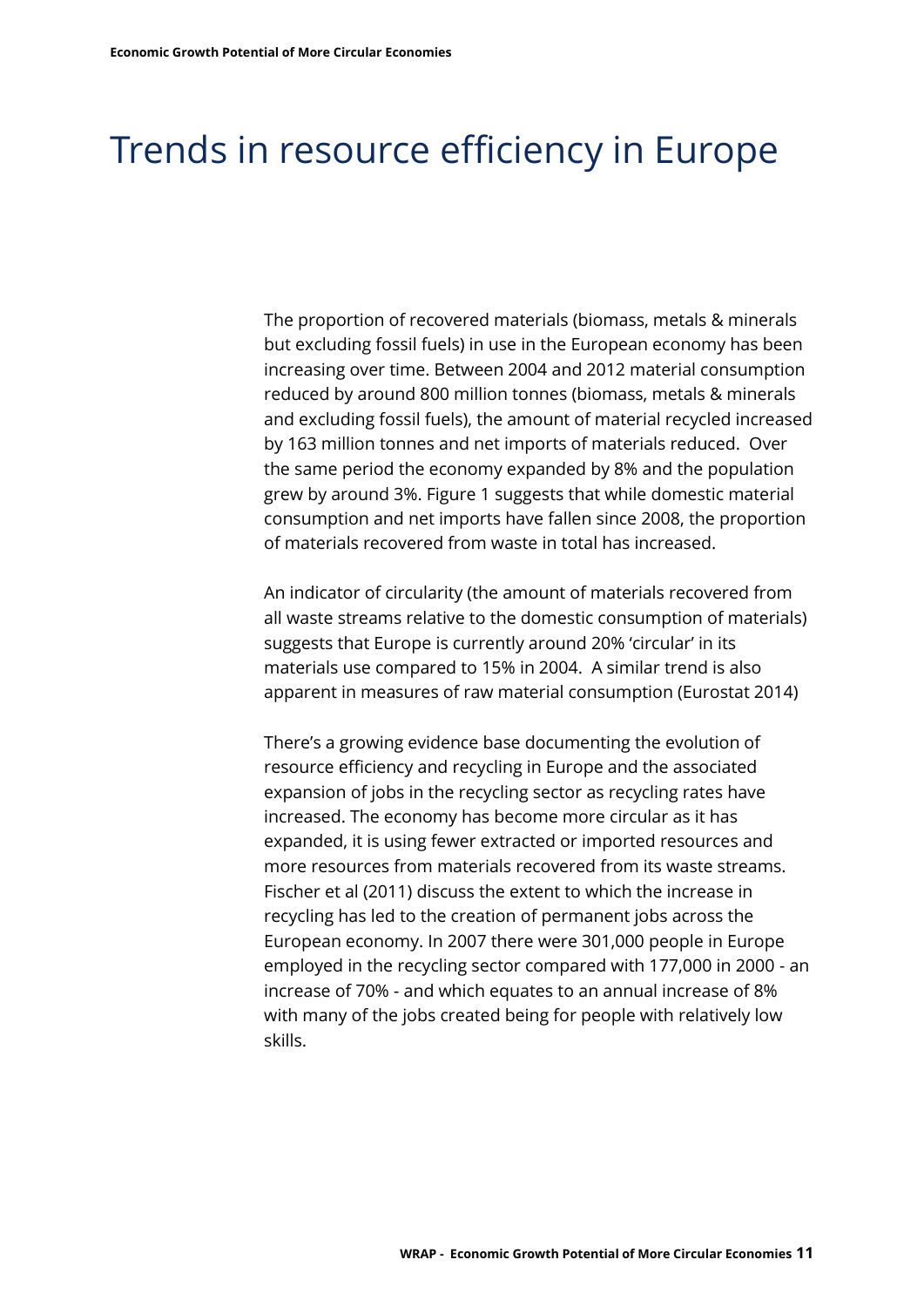# Trends in resource efficiency in Europe

The proportion of recovered materials (biomass, metals & minerals but excluding fossil fuels) in use in the European economy has been increasing over time. Between 2004 and 2012 material consumption reduced by around 800 million tonnes (biomass, metals & minerals and excluding fossil fuels), the amount of material recycled increased by 163 million tonnes and net imports of materials reduced. Over the same period the economy expanded by 8% and the population grew by around 3%. Figure 1 suggests that while domestic material consumption and net imports have fallen since 2008, the proportion of materials recovered from waste in total has increased.

An indicator of circularity (the amount of materials recovered from all waste streams relative to the domestic consumption of materials) suggests that Europe is currently around 20% 'circular' in its materials use compared to 15% in 2004. A similar trend is also apparent in measures of raw material consumption (Eurostat 2014)

There's a growing evidence base documenting the evolution of resource efficiency and recycling in Europe and the associated expansion of jobs in the recycling sector as recycling rates have increased. The economy has become more circular as it has expanded, it is using fewer extracted or imported resources and more resources from materials recovered from its waste streams. Fischer et al (2011) discuss the extent to which the increase in recycling has led to the creation of permanent jobs across the European economy. In 2007 there were 301,000 people in Europe employed in the recycling sector compared with 177,000 in 2000 - an increase of 70% - and which equates to an annual increase of 8% with many of the jobs created being for people with relatively low skills.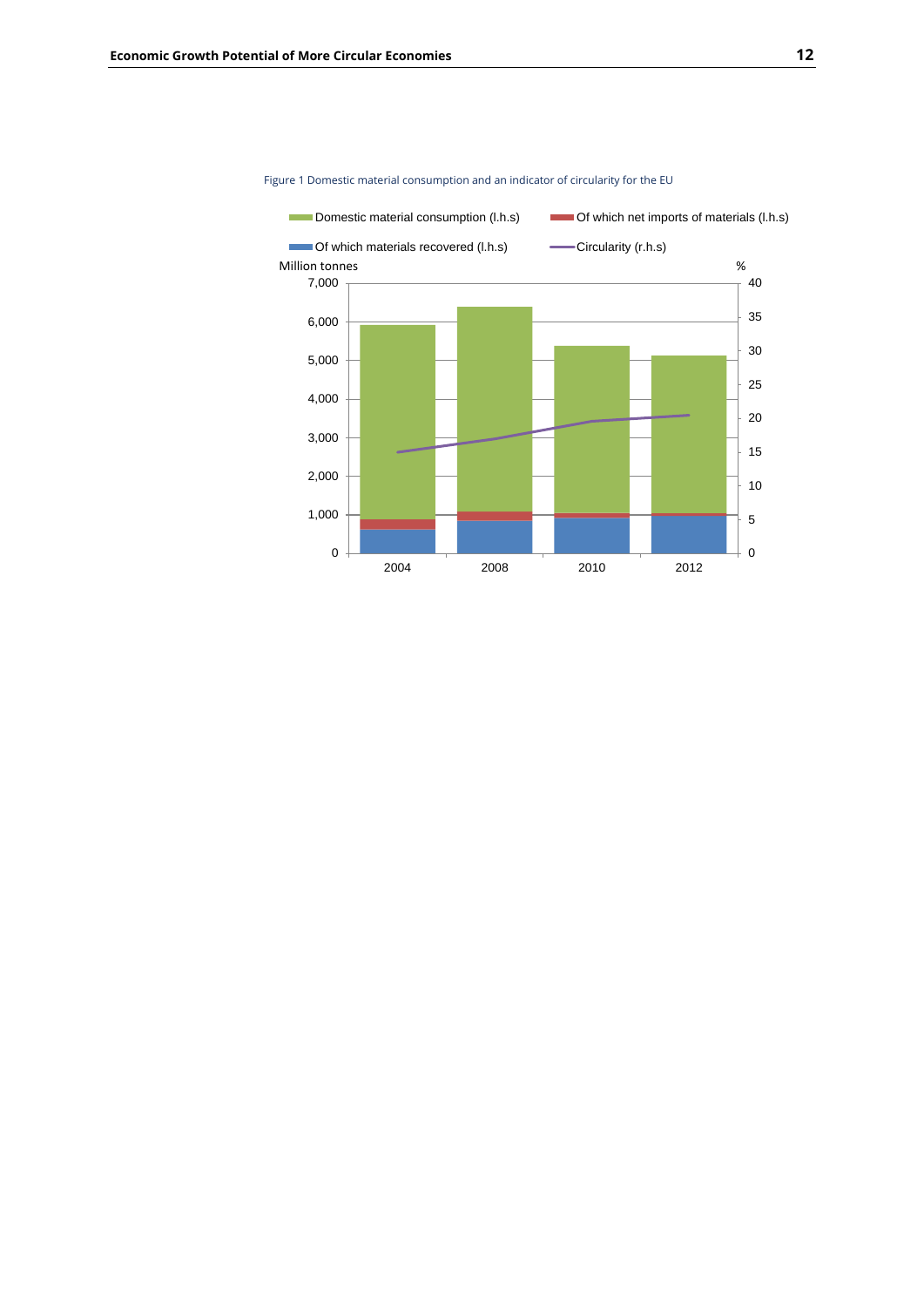Figure 1 Domestic material consumption and an indicator of circularity for the EU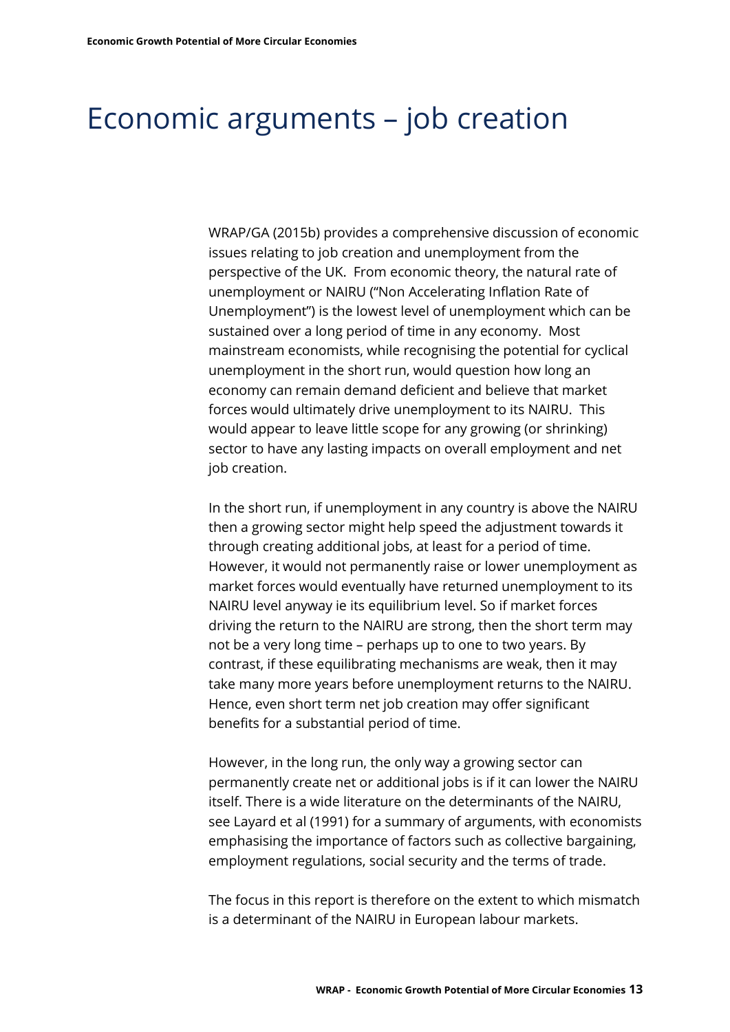# Economic arguments – job creation

WRAP/GA (2015b) provides a comprehensive discussion of economic issues relating to job creation and unemployment from the perspective of the UK. From economic theory, the natural rate of unemployment or NAIRU ("Non Accelerating Inflation Rate of Unemployment") is the lowest level of unemployment which can be sustained over a long period of time in any economy. Most mainstream economists, while recognising the potential for cyclical unemployment in the short run, would question how long an economy can remain demand deficient and believe that market forces would ultimately drive unemployment to its NAIRU. This would appear to leave little scope for any growing (or shrinking) sector to have any lasting impacts on overall employment and net job creation.

In the short run, if unemployment in any country is above the NAIRU then a growing sector might help speed the adjustment towards it through creating additional jobs, at least for a period of time. However, it would not permanently raise or lower unemployment as market forces would eventually have returned unemployment to its NAIRU level anyway ie its equilibrium level. So if market forces driving the return to the NAIRU are strong, then the short term may not be a very long time – perhaps up to one to two years. By contrast, if these equilibrating mechanisms are weak, then it may take many more years before unemployment returns to the NAIRU. Hence, even short term net job creation may offer significant benefits for a substantial period of time.

However, in the long run, the only way a growing sector can permanently create net or additional jobs is if it can lower the NAIRU itself. There is a wide literature on the determinants of the NAIRU, see Layard et al (1991) for a summary of arguments, with economists emphasising the importance of factors such as collective bargaining, employment regulations, social security and the terms of trade.

The focus in this report is therefore on the extent to which mismatch is a determinant of the NAIRU in European labour markets.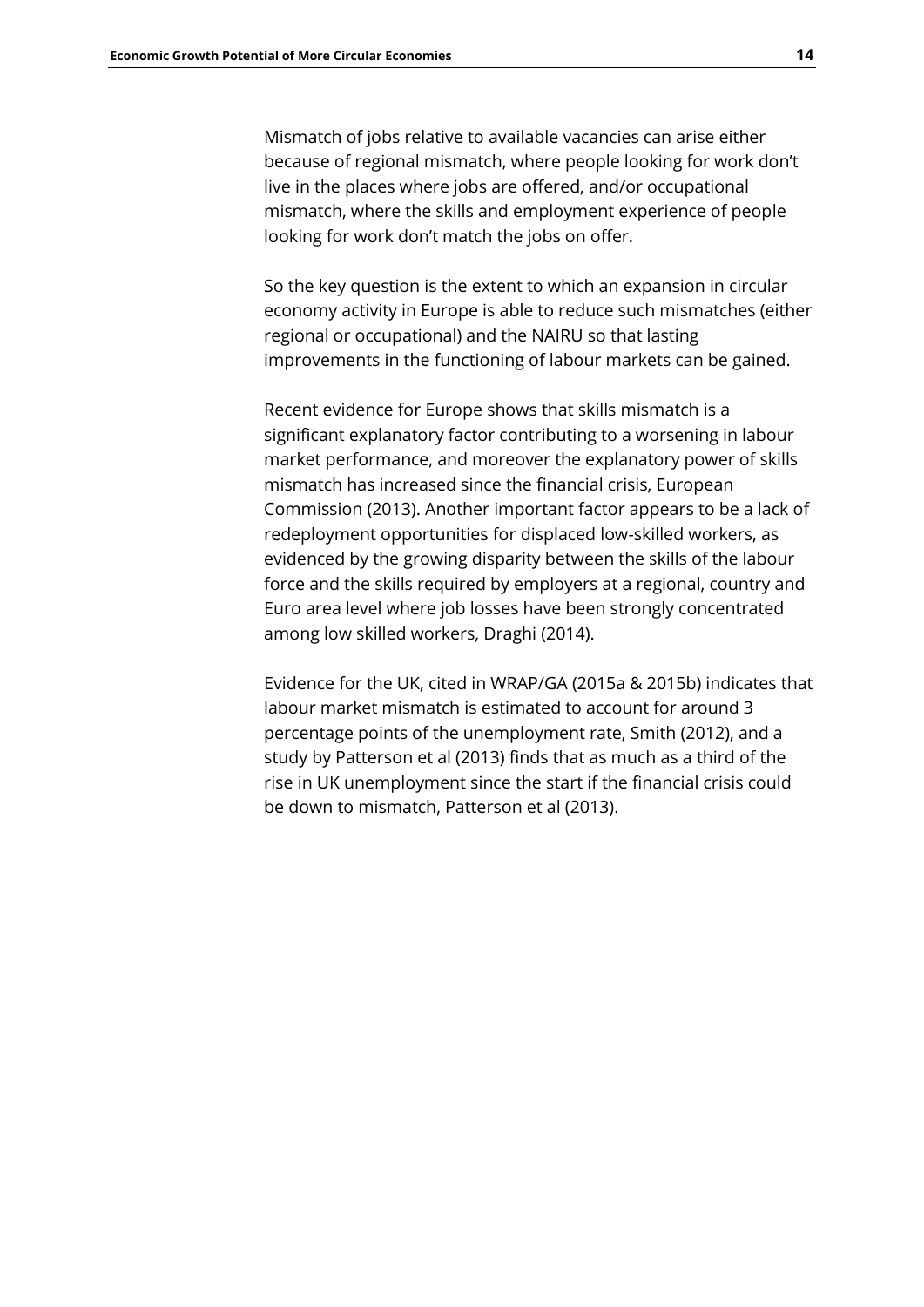Mismatch of jobs relative to available vacancies can arise either because of regional mismatch, where people looking for work don't live in the places where jobs are offered, and/or occupational mismatch, where the skills and employment experience of people looking for work don't match the jobs on offer.

So the key question is the extent to which an expansion in circular economy activity in Europe is able to reduce such mismatches (either regional or occupational) and the NAIRU so that lasting improvements in the functioning of labour markets can be gained.

Recent evidence for Europe shows that skills mismatch is a significant explanatory factor contributing to a worsening in labour market performance, and moreover the explanatory power of skills mismatch has increased since the financial crisis, European Commission (2013). Another important factor appears to be a lack of redeployment opportunities for displaced low-skilled workers, as evidenced by the growing disparity between the skills of the labour force and the skills required by employers at a regional, country and Euro area level where job losses have been strongly concentrated among low skilled workers, Draghi (2014).

Evidence for the UK, cited in WRAP/GA (2015a & 2015b) indicates that labour market mismatch is estimated to account for around 3 percentage points of the unemployment rate, Smith (2012), and a study by Patterson et al (2013) finds that as much as a third of the rise in UK unemployment since the start if the financial crisis could be down to mismatch, Patterson et al (2013).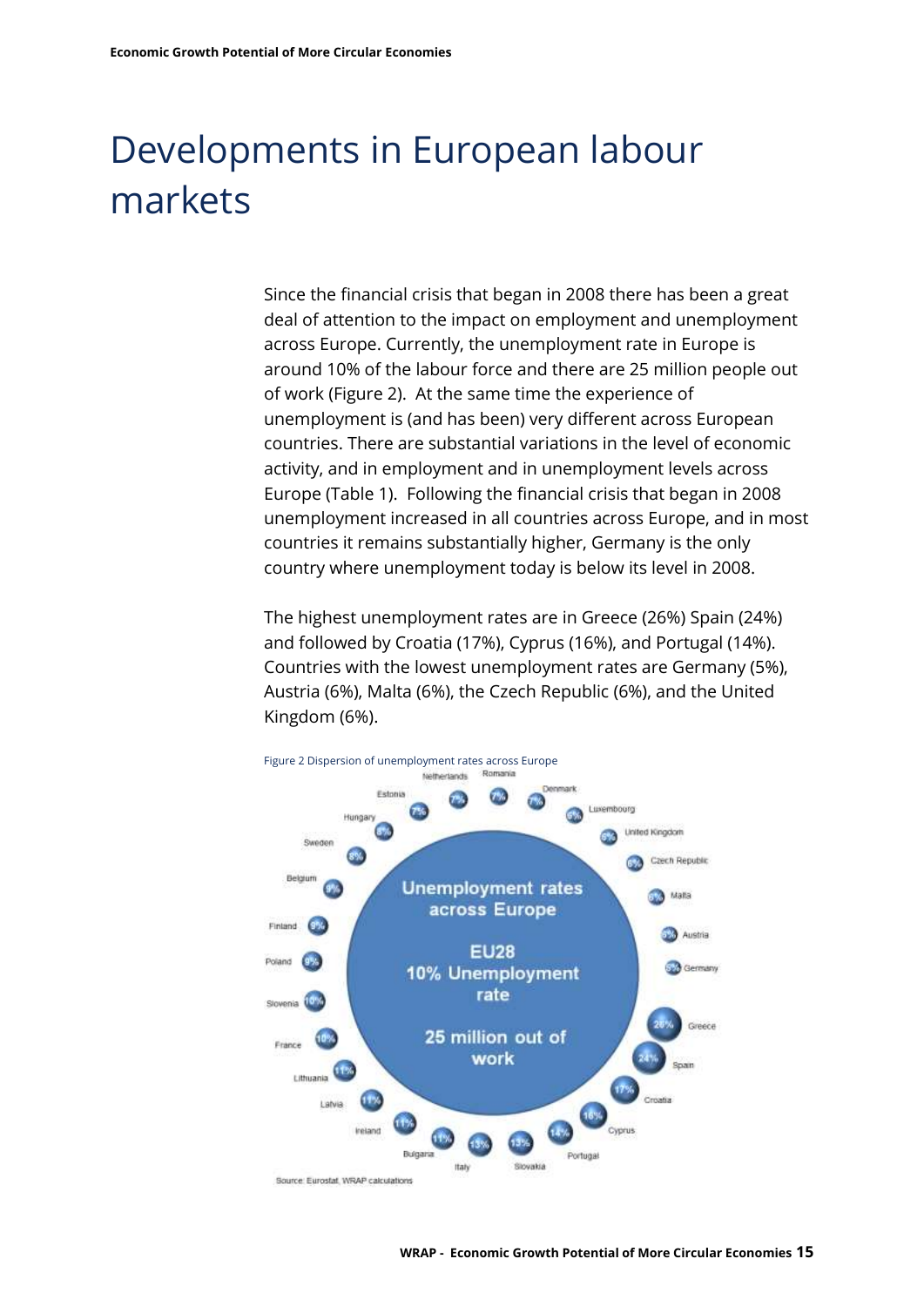# Developments in European labour markets

Since the financial crisis that began in 2008 there has been a great deal of attention to the impact on employment and unemployment across Europe. Currently, the unemployment rate in Europe is around 10% of the labour force and there are 25 million people out of work (Figure 2). At the same time the experience of unemployment is (and has been) very different across European countries. There are substantial variations in the level of economic activity, and in employment and in unemployment levels across Europe (Table 1). Following the financial crisis that began in 2008 unemployment increased in all countries across Europe, and in most countries it remains substantially higher, Germany is the only country where unemployment today is below its level in 2008.

The highest unemployment rates are in Greece (26%) Spain (24%) and followed by Croatia (17%), Cyprus (16%), and Portugal (14%). Countries with the lowest unemployment rates are Germany (5%), Austria (6%), Malta (6%), the Czech Republic (6%), and the United Kingdom (6%).

Figure 2 Dispersion of unemployment rates across Europe

Unemployment rates across Europe

EU28 10% Unemployment rate

25 million out of work

| Country | Unemployment rate |
|---|---|
| Germany | 5% |
| Austria | 5% |
| Malta | 6% |
| Czech Republic | 6% |
| United Kingdom | 6% |
| Luxembourg | 6% |
| Denmark | 7% |
| Romania | 7% |
| Netherlands | 7% |
| Estonia | 7% |
| Hungary | 8% |
| Sweden | 8% |
| Belgium | 9% |
| Finland | 9% |
| Poland | 9% |
| Slovenia | 10% |
| France | 10% |
| Lithuania | 11% |
| Latvia | 11% |
| Ireland | 11% |
| Bulgaria | 11% |
| Italy | 13% |
| Slovakia | 13% |
| Portugal | 14% |
| Cyprus | 16% |
| Croatia | 17% |
| Spain | 24% |
| Greece | 26% |

Source: Eurostat, WRAP calculations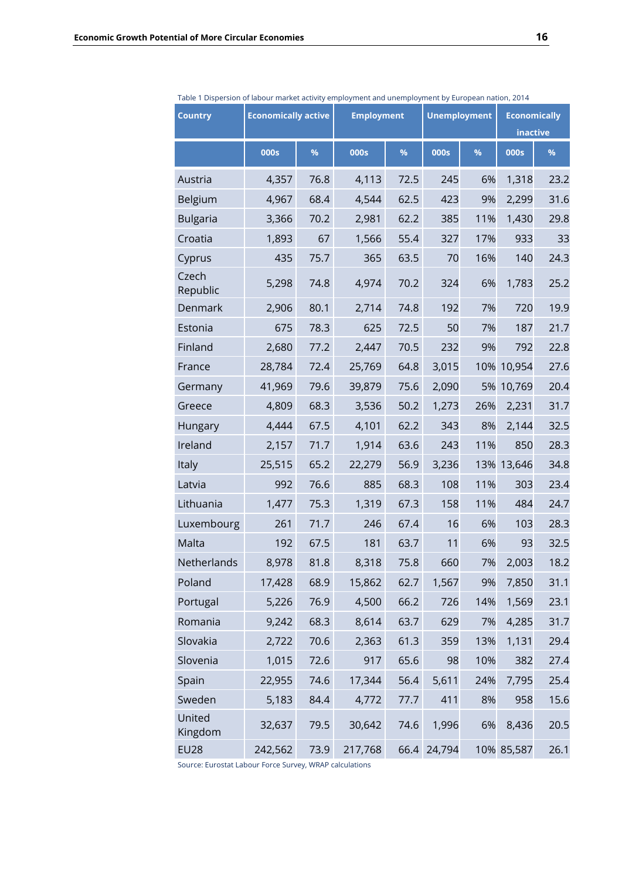Table 1 Dispersion of labour market activity employment and unemployment by European nation, 2014

| Country | Economically active | | Employment | | Unemployment | | Economically inactive | |
|---|---|---|---|---|---|---|---|---|
| | 000s | % | 000s | % | 000s | % | 000s | % |
| Austria | 4,357 | 76.8 | 4,113 | 72.5 | 245 | 6% | 1,318 | 23.2 |
| Belgium | 4,967 | 68.4 | 4,544 | 62.5 | 423 | 9% | 2,299 | 31.6 |
| Bulgaria | 3,366 | 70.2 | 2,981 | 62.2 | 385 | 11% | 1,430 | 29.8 |
| Croatia | 1,893 | 67 | 1,566 | 55.4 | 327 | 17% | 933 | 33 |
| Cyprus | 435 | 75.7 | 365 | 63.5 | 70 | 16% | 140 | 24.3 |
| Czech Republic | 5,298 | 74.8 | 4,974 | 70.2 | 324 | 6% | 1,783 | 25.2 |
| Denmark | 2,906 | 80.1 | 2,714 | 74.8 | 192 | 7% | 720 | 19.9 |
| Estonia | 675 | 78.3 | 625 | 72.5 | 50 | 7% | 187 | 21.7 |
| Finland | 2,680 | 77.2 | 2,447 | 70.5 | 232 | 9% | 792 | 22.8 |
| France | 28,784 | 72.4 | 25,769 | 64.8 | 3,015 | 10% | 10,954 | 27.6 |
| Germany | 41,969 | 79.6 | 39,879 | 75.6 | 2,090 | 5% | 10,769 | 20.4 |
| Greece | 4,809 | 68.3 | 3,536 | 50.2 | 1,273 | 26% | 2,231 | 31.7 |
| Hungary | 4,444 | 67.5 | 4,101 | 62.2 | 343 | 8% | 2,144 | 32.5 |
| Ireland | 2,157 | 71.7 | 1,914 | 63.6 | 243 | 11% | 850 | 28.3 |
| Italy | 25,515 | 65.2 | 22,279 | 56.9 | 3,236 | 13% | 13,646 | 34.8 |
| Latvia | 992 | 76.6 | 885 | 68.3 | 108 | 11% | 303 | 23.4 |
| Lithuania | 1,477 | 75.3 | 1,319 | 67.3 | 158 | 11% | 484 | 24.7 |
| Luxembourg | 261 | 71.7 | 246 | 67.4 | 16 | 6% | 103 | 28.3 |
| Malta | 192 | 67.5 | 181 | 63.7 | 11 | 6% | 93 | 32.5 |
| Netherlands | 8,978 | 81.8 | 8,318 | 75.8 | 660 | 7% | 2,003 | 18.2 |
| Poland | 17,428 | 68.9 | 15,862 | 62.7 | 1,567 | 9% | 7,850 | 31.1 |
| Portugal | 5,226 | 76.9 | 4,500 | 66.2 | 726 | 14% | 1,569 | 23.1 |
| Romania | 9,242 | 68.3 | 8,614 | 63.7 | 629 | 7% | 4,285 | 31.7 |
| Slovakia | 2,722 | 70.6 | 2,363 | 61.3 | 359 | 13% | 1,131 | 29.4 |
| Slovenia | 1,015 | 72.6 | 917 | 65.6 | 98 | 10% | 382 | 27.4 |
| Spain | 22,955 | 74.6 | 17,344 | 56.4 | 5,611 | 24% | 7,795 | 25.4 |
| Sweden | 5,183 | 84.4 | 4,772 | 77.7 | 411 | 8% | 958 | 15.6 |
| United Kingdom | 32,637 | 79.5 | 30,642 | 74.6 | 1,996 | 6% | 8,436 | 20.5 |
| EU28 | 242,562 | 73.9 | 217,768 | 66.4 | 24,794 | 10% | 85,587 | 26.1 |

Source: Eurostat Labour Force Survey, WRAP calculations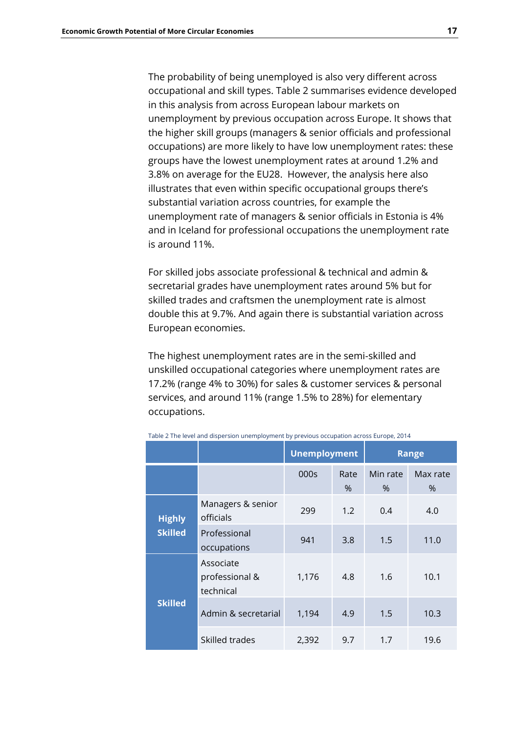The probability of being unemployed is also very different across occupational and skill types. Table 2 summarises evidence developed in this analysis from across European labour markets on unemployment by previous occupation across Europe. It shows that the higher skill groups (managers & senior officials and professional occupations) are more likely to have low unemployment rates: these groups have the lowest unemployment rates at around 1.2% and 3.8% on average for the EU28. However, the analysis here also illustrates that even within specific occupational groups there's substantial variation across countries, for example the unemployment rate of managers & senior officials in Estonia is 4% and in Iceland for professional occupations the unemployment rate is around 11%.

For skilled jobs associate professional & technical and admin & secretarial grades have unemployment rates around 5% but for skilled trades and craftsmen the unemployment rate is almost double this at 9.7%. And again there is substantial variation across European economies.

The highest unemployment rates are in the semi-skilled and unskilled occupational categories where unemployment rates are 17.2% (range 4% to 30%) for sales & customer services & personal services, and around 11% (range 1.5% to 28%) for elementary occupations.

Table 2 The level and dispersion unemployment by previous occupation across Europe, 2014

| | | Unemployment | | Range | |
|---|---|---|---|---|---|
| | | 000s | Rate % | Min rate % | Max rate % |
| **Highly Skilled** | Managers & senior officials | 299 | 1.2 | 0.4 | 4.0 |
| | Professional occupations | 941 | 3.8 | 1.5 | 11.0 |
| **Skilled** | Associate professional & technical | 1,176 | 4.8 | 1.6 | 10.1 |
| | Admin & secretarial | 1,194 | 4.9 | 1.5 | 10.3 |
| | Skilled trades | 2,392 | 9.7 | 1.7 | 19.6 |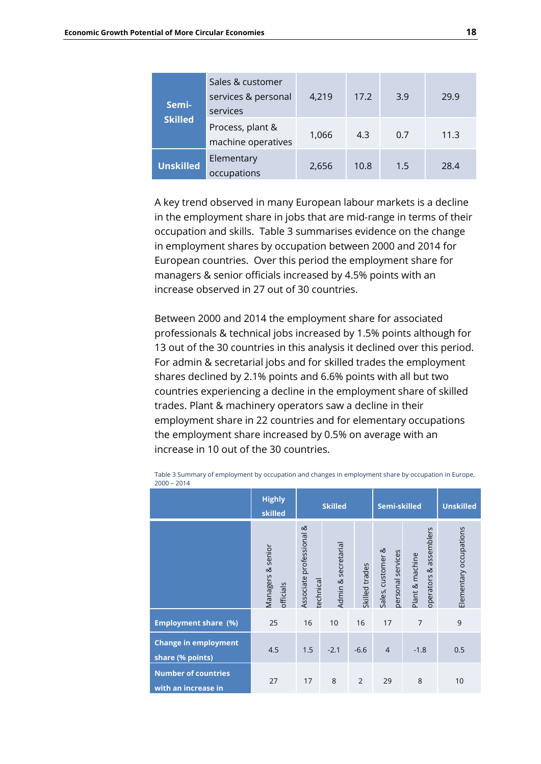| | | | | | |
|---|---|---|---|---|---|
| Semi-Skilled | Sales & customer services & personal services | 4,219 | 17.2 | 3.9 | 29.9 |
| | Process, plant & machine operatives | 1,066 | 4.3 | 0.7 | 11.3 |
| Unskilled | Elementary occupations | 2,656 | 10.8 | 1.5 | 28.4 |

A key trend observed in many European labour markets is a decline in the employment share in jobs that are mid-range in terms of their occupation and skills. Table 3 summarises evidence on the change in employment shares by occupation between 2000 and 2014 for European countries. Over this period the employment share for managers & senior officials increased by 4.5% points with an increase observed in 27 out of 30 countries.

Between 2000 and 2014 the employment share for associated professionals & technical jobs increased by 1.5% points although for 13 out of the 30 countries in this analysis it declined over this period. For admin & secretarial jobs and for skilled trades the employment shares declined by 2.1% points and 6.6% points with all but two countries experiencing a decline in the employment share of skilled trades. Plant & machinery operators saw a decline in their employment share in 22 countries and for elementary occupations the employment share increased by 0.5% on average with an increase in 10 out of the 30 countries.

Table 3 Summary of employment by occupation and changes in employment share by occupation in Europe, 2000 – 2014

| | Highly skilled | Skilled | | | Semi-skilled | | Unskilled |
|---|---|---|---|---|---|---|---|
| | Managers & senior officials | Associate professional & technical | Admin & secretarial | Skilled trades | Sales, customer & personal services | Plant & machine operators & assemblers | Elementary occupations |
| **Employment share (%)** | 25 | 16 | 10 | 16 | 17 | 7 | 9 |
| **Change in employment share (% points)** | 4.5 | 1.5 | -2.1 | -6.6 | 4 | -1.8 | 0.5 |
| **Number of countries with an increase in** | 27 | 17 | 8 | 2 | 29 | 8 | 10 |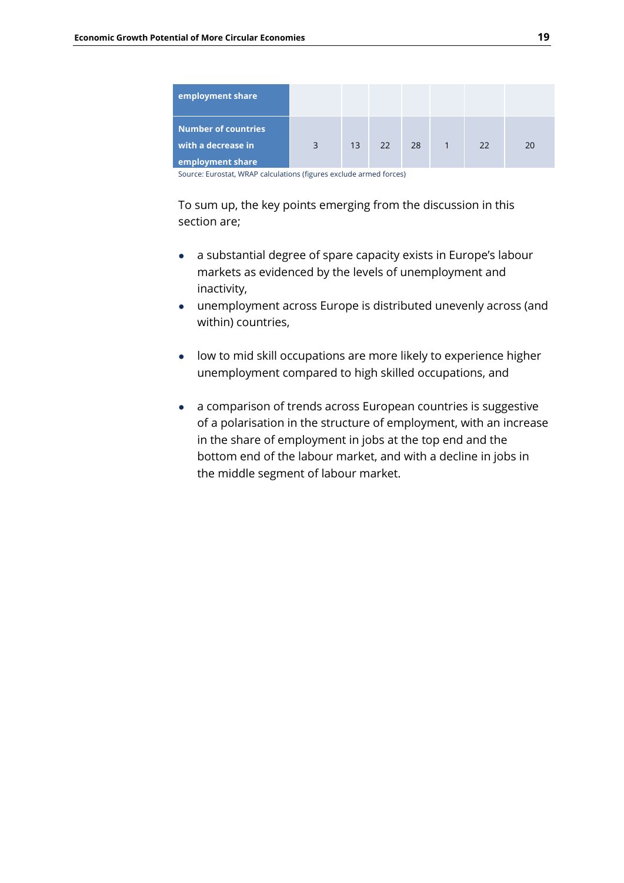| employment share | | | | | | | |
|---|---|---|---|---|---|---|---|
| Number of countries with a decrease in employment share | 3 | 13 | 22 | 28 | 1 | 22 | 20 |

Source: Eurostat, WRAP calculations (figures exclude armed forces)

To sum up, the key points emerging from the discussion in this section are;

- a substantial degree of spare capacity exists in Europe's labour markets as evidenced by the levels of unemployment and inactivity,
- unemployment across Europe is distributed unevenly across (and within) countries,
- low to mid skill occupations are more likely to experience higher unemployment compared to high skilled occupations, and
- a comparison of trends across European countries is suggestive of a polarisation in the structure of employment, with an increase in the share of employment in jobs at the top end and the bottom end of the labour market, and with a decline in jobs in the middle segment of labour market.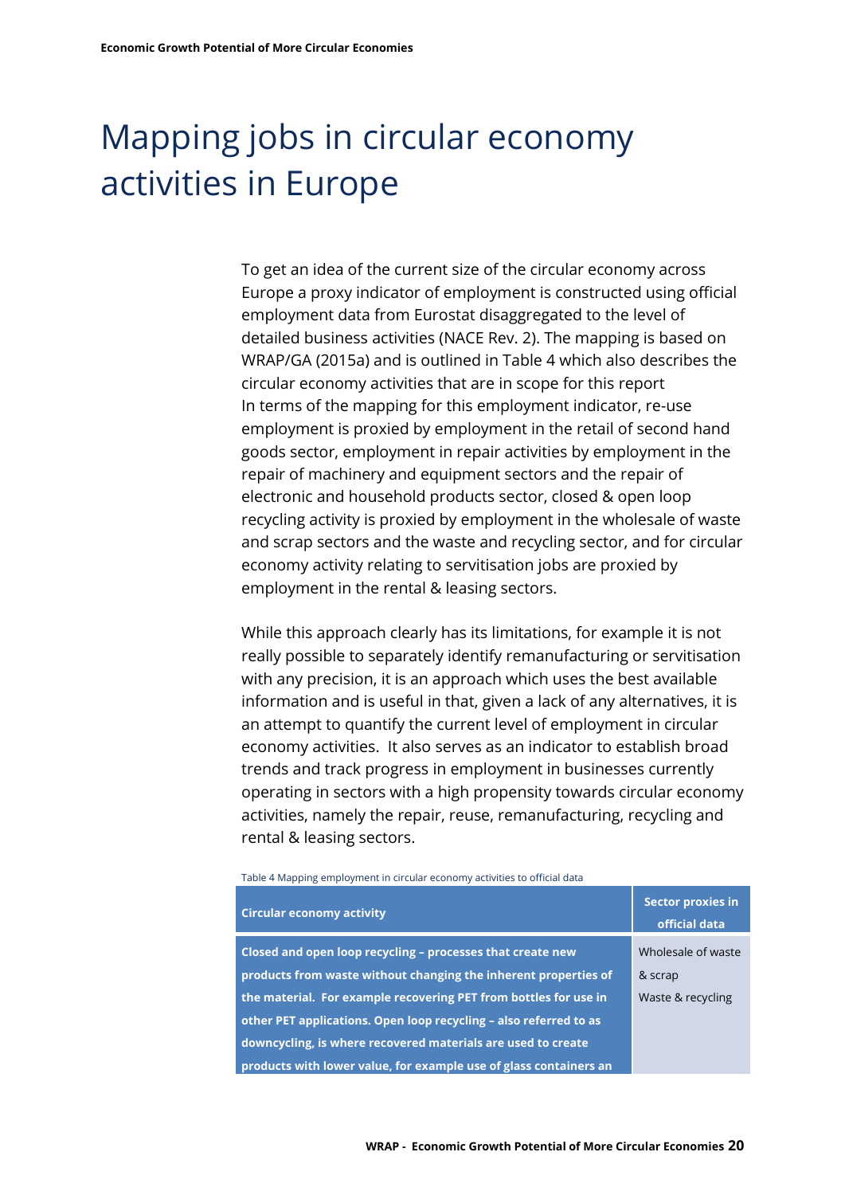# Mapping jobs in circular economy activities in Europe

To get an idea of the current size of the circular economy across Europe a proxy indicator of employment is constructed using official employment data from Eurostat disaggregated to the level of detailed business activities (NACE Rev. 2). The mapping is based on WRAP/GA (2015a) and is outlined in Table 4 which also describes the circular economy activities that are in scope for this report
In terms of the mapping for this employment indicator, re-use employment is proxied by employment in the retail of second hand goods sector, employment in repair activities by employment in the repair of machinery and equipment sectors and the repair of electronic and household products sector, closed & open loop recycling activity is proxied by employment in the wholesale of waste and scrap sectors and the waste and recycling sector, and for circular economy activity relating to servitisation jobs are proxied by employment in the rental & leasing sectors.

While this approach clearly has its limitations, for example it is not really possible to separately identify remanufacturing or servitisation with any precision, it is an approach which uses the best available information and is useful in that, given a lack of any alternatives, it is an attempt to quantify the current level of employment in circular economy activities. It also serves as an indicator to establish broad trends and track progress in employment in businesses currently operating in sectors with a high propensity towards circular economy activities, namely the repair, reuse, remanufacturing, recycling and rental & leasing sectors.

Table 4 Mapping employment in circular economy activities to official data

| Circular economy activity | Sector proxies in official data |
|---|---|
| **Closed and open loop recycling – processes that create new products from waste without changing the inherent properties of the material. For example recovering PET from bottles for use in other PET applications. Open loop recycling – also referred to as downcycling, is where recovered materials are used to create products with lower value, for example use of glass containers an** | Wholesale of waste & scrap<br>Waste & recycling |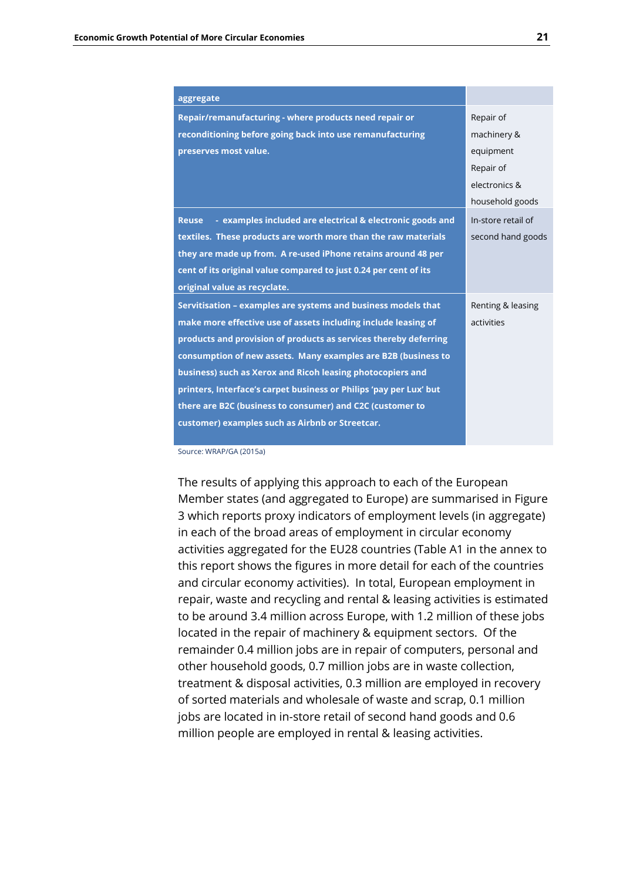| aggregate | |
|---|---|
| **Repair/remanufacturing - where products need repair or reconditioning before going back into use remanufacturing preserves most value.** | Repair of machinery & equipment<br>Repair of electronics & household goods |
| **Reuse - examples included are electrical & electronic goods and textiles. These products are worth more than the raw materials they are made up from. A re-used iPhone retains around 48 per cent of its original value compared to just 0.24 per cent of its original value as recyclate.** | In-store retail of second hand goods |
| **Servitisation – examples are systems and business models that make more effective use of assets including include leasing of products and provision of products as services thereby deferring consumption of new assets. Many examples are B2B (business to business) such as Xerox and Ricoh leasing photocopiers and printers, Interface's carpet business or Philips 'pay per Lux' but there are B2C (business to consumer) and C2C (customer to customer) examples such as Airbnb or Streetcar.** | Renting & leasing activities |

Source: WRAP/GA (2015a)

The results of applying this approach to each of the European Member states (and aggregated to Europe) are summarised in Figure 3 which reports proxy indicators of employment levels (in aggregate) in each of the broad areas of employment in circular economy activities aggregated for the EU28 countries (Table A1 in the annex to this report shows the figures in more detail for each of the countries and circular economy activities). In total, European employment in repair, waste and recycling and rental & leasing activities is estimated to be around 3.4 million across Europe, with 1.2 million of these jobs located in the repair of machinery & equipment sectors. Of the remainder 0.4 million jobs are in repair of computers, personal and other household goods, 0.7 million jobs are in waste collection, treatment & disposal activities, 0.3 million are employed in recovery of sorted materials and wholesale of waste and scrap, 0.1 million jobs are located in in-store retail of second hand goods and 0.6 million people are employed in rental & leasing activities.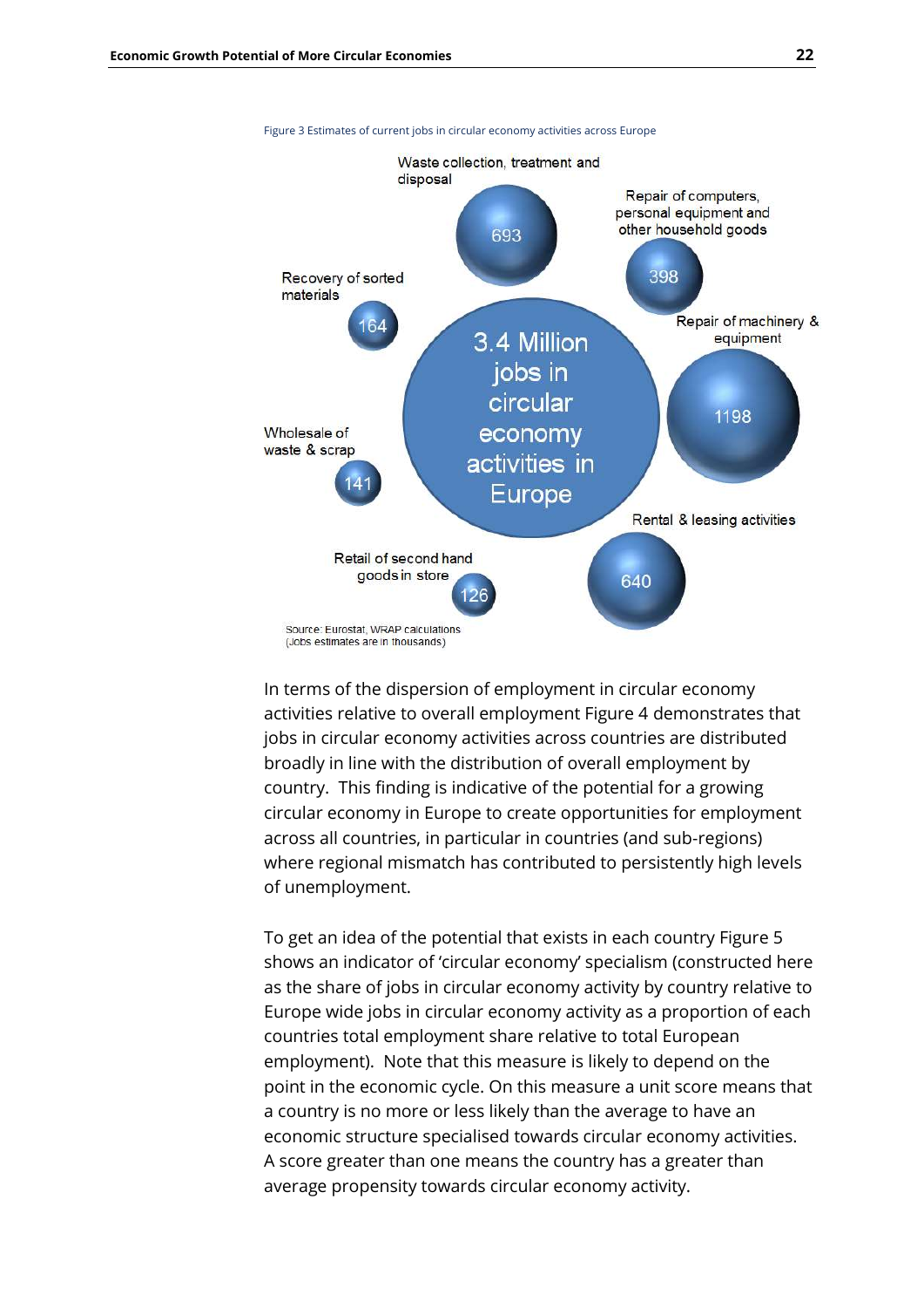Figure 3 Estimates of current jobs in circular economy activities across Europe

3.4 Million jobs in circular economy activities in Europe

- Waste collection, treatment and disposal: 693
- Repair of computers, personal equipment and other household goods: 398
- Repair of machinery & equipment: 1198
- Rental & leasing activities: 640
- Retail of second hand goods in store: 126
- Wholesale of waste & scrap: 141
- Recovery of sorted materials: 164

Source: Eurostat, WRAP calculations
(Jobs estimates are in thousands)

In terms of the dispersion of employment in circular economy activities relative to overall employment Figure 4 demonstrates that jobs in circular economy activities across countries are distributed broadly in line with the distribution of overall employment by country. This finding is indicative of the potential for a growing circular economy in Europe to create opportunities for employment across all countries, in particular in countries (and sub-regions) where regional mismatch has contributed to persistently high levels of unemployment.

To get an idea of the potential that exists in each country Figure 5 shows an indicator of 'circular economy' specialism (constructed here as the share of jobs in circular economy activity by country relative to Europe wide jobs in circular economy activity as a proportion of each countries total employment share relative to total European employment). Note that this measure is likely to depend on the point in the economic cycle. On this measure a unit score means that a country is no more or less likely than the average to have an economic structure specialised towards circular economy activities. A score greater than one means the country has a greater than average propensity towards circular economy activity.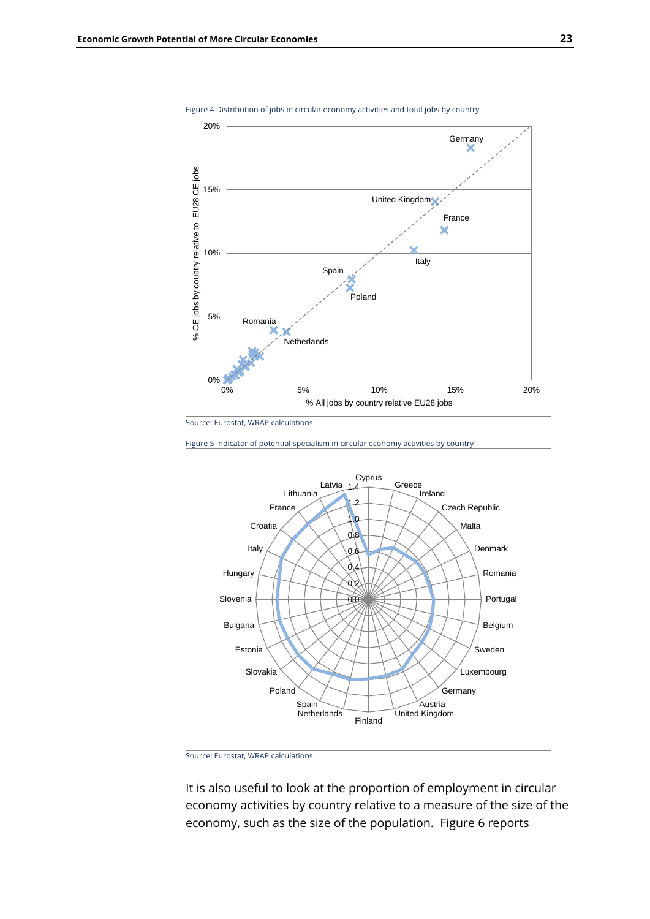Figure 4 Distribution of jobs in circular economy activities and total jobs by country

Source: Eurostat, WRAP calculations

Figure 5 Indicator of potential specialism in circular economy activities by country

Source: Eurostat, WRAP calculations

It is also useful to look at the proportion of employment in circular economy activities by country relative to a measure of the size of the economy, such as the size of the population. Figure 6 reports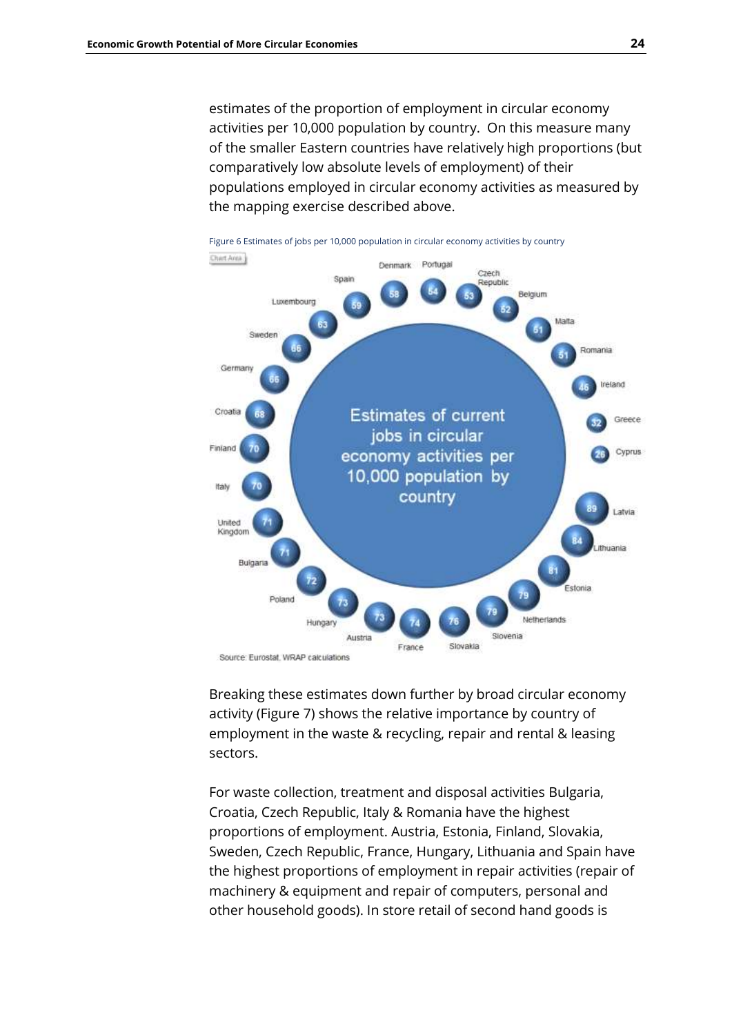estimates of the proportion of employment in circular economy activities per 10,000 population by country. On this measure many of the smaller Eastern countries have relatively high proportions (but comparatively low absolute levels of employment) of their populations employed in circular economy activities as measured by the mapping exercise described above.

Figure 6 Estimates of jobs per 10,000 population in circular economy activities by country

| Country | Estimates of current jobs in circular economy activities per 10,000 population |
| --- | --- |
| Denmark | 58 |
| Portugal | 54 |
| Czech Republic | 53 |
| Belgium | 52 |
| Malta | 51 |
| Romania | 51 |
| Ireland | 46 |
| Greece | 32 |
| Cyprus | 26 |
| Latvia | 89 |
| Lithuania | 84 |
| Estonia | 81 |
| Netherlands | 79 |
| Slovenia | 79 |
| Slovakia | 76 |
| France | 74 |
| Austria | 73 |
| Hungary | 73 |
| Poland | 72 |
| Bulgaria | 71 |
| United Kingdom | 71 |
| Italy | 70 |
| Finland | 70 |
| Croatia | 68 |
| Germany | 66 |
| Sweden | 66 |
| Luxembourg | 63 |
| Spain | 59 |

Source: Eurostat, WRAP calculations

Breaking these estimates down further by broad circular economy activity (Figure 7) shows the relative importance by country of employment in the waste & recycling, repair and rental & leasing sectors.

For waste collection, treatment and disposal activities Bulgaria, Croatia, Czech Republic, Italy & Romania have the highest proportions of employment. Austria, Estonia, Finland, Slovakia, Sweden, Czech Republic, France, Hungary, Lithuania and Spain have the highest proportions of employment in repair activities (repair of machinery & equipment and repair of computers, personal and other household goods). In store retail of second hand goods is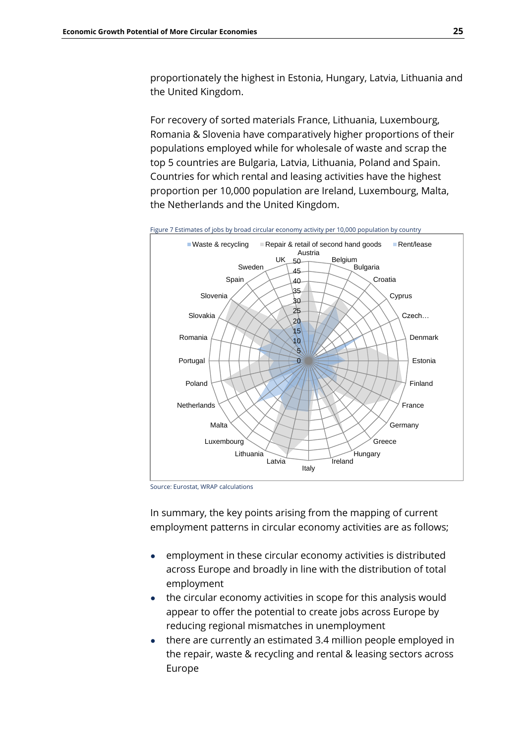proportionately the highest in Estonia, Hungary, Latvia, Lithuania and the United Kingdom.

For recovery of sorted materials France, Lithuania, Luxembourg, Romania & Slovenia have comparatively higher proportions of their populations employed while for wholesale of waste and scrap the top 5 countries are Bulgaria, Latvia, Lithuania, Poland and Spain. Countries for which rental and leasing activities have the highest proportion per 10,000 population are Ireland, Luxembourg, Malta, the Netherlands and the United Kingdom.

Figure 7 Estimates of jobs by broad circular economy activity per 10,000 population by country

Source: Eurostat, WRAP calculations

In summary, the key points arising from the mapping of current employment patterns in circular economy activities are as follows;

- employment in these circular economy activities is distributed across Europe and broadly in line with the distribution of total employment
- the circular economy activities in scope for this analysis would appear to offer the potential to create jobs across Europe by reducing regional mismatches in unemployment
- there are currently an estimated 3.4 million people employed in the repair, waste & recycling and rental & leasing sectors across Europe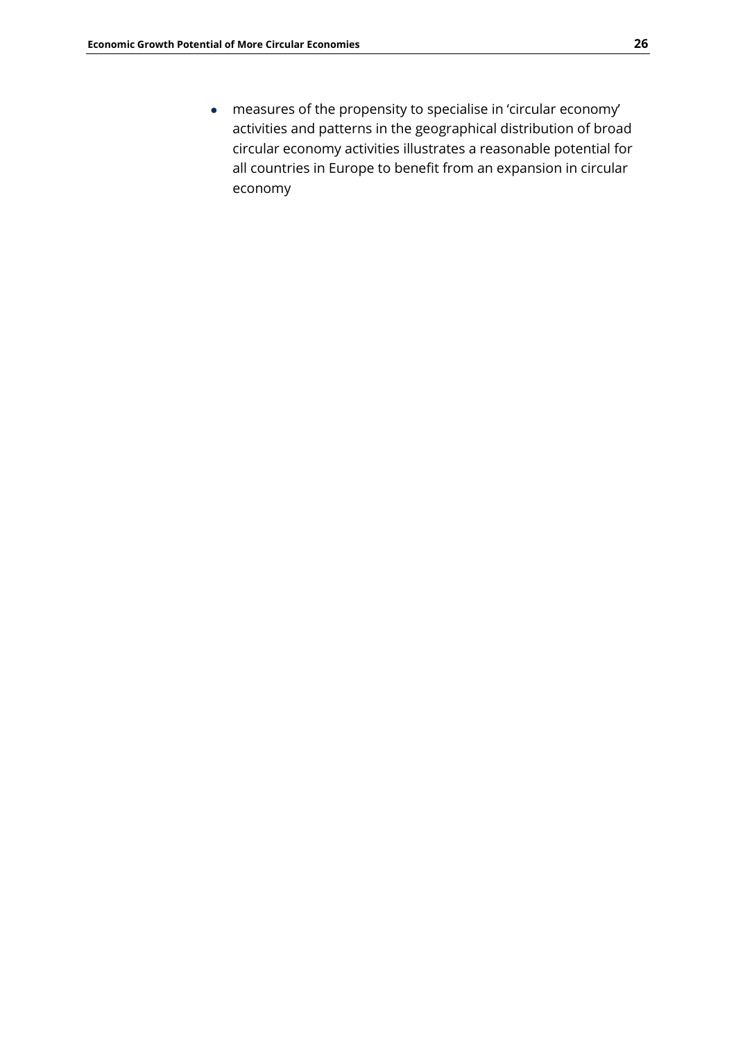- measures of the propensity to specialise in 'circular economy' activities and patterns in the geographical distribution of broad circular economy activities illustrates a reasonable potential for all countries in Europe to benefit from an expansion in circular economy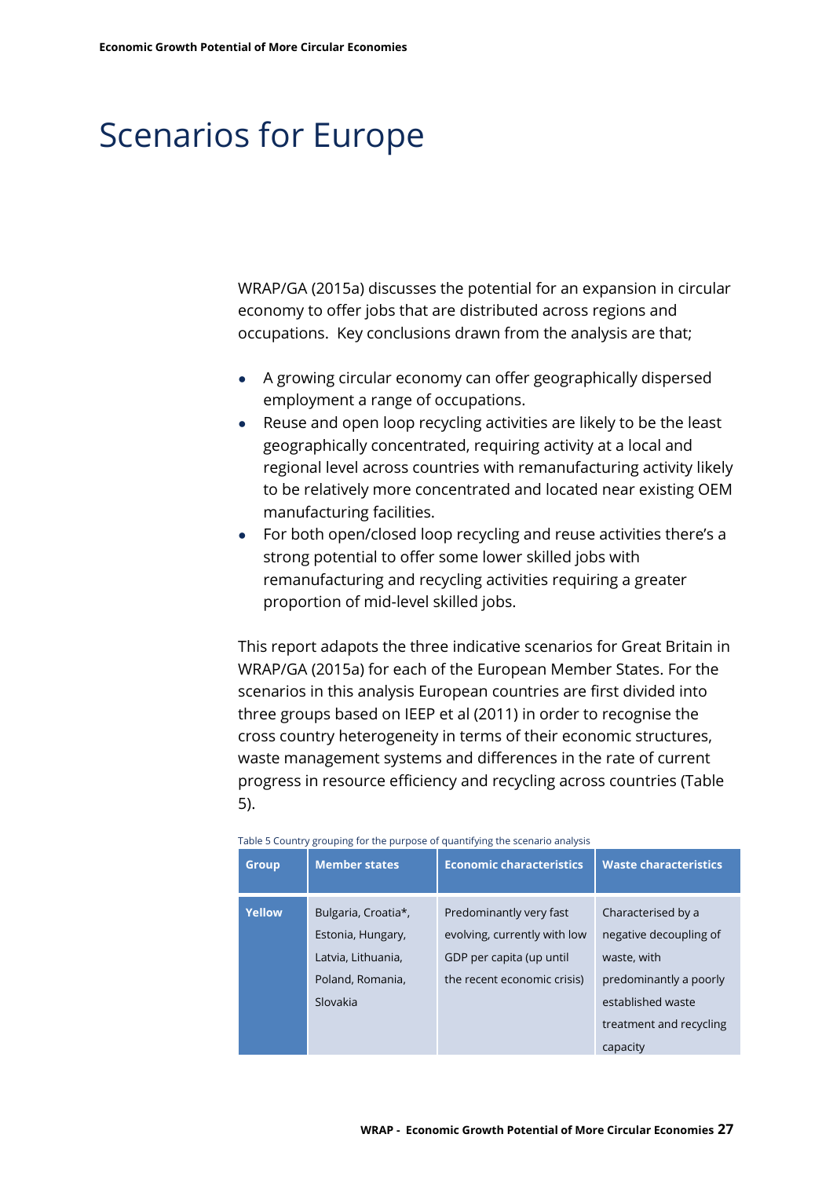# Scenarios for Europe

WRAP/GA (2015a) discusses the potential for an expansion in circular economy to offer jobs that are distributed across regions and occupations. Key conclusions drawn from the analysis are that;

- A growing circular economy can offer geographically dispersed employment a range of occupations.
- Reuse and open loop recycling activities are likely to be the least geographically concentrated, requiring activity at a local and regional level across countries with remanufacturing activity likely to be relatively more concentrated and located near existing OEM manufacturing facilities.
- For both open/closed loop recycling and reuse activities there's a strong potential to offer some lower skilled jobs with remanufacturing and recycling activities requiring a greater proportion of mid-level skilled jobs.

This report adapots the three indicative scenarios for Great Britain in WRAP/GA (2015a) for each of the European Member States. For the scenarios in this analysis European countries are first divided into three groups based on IEEP et al (2011) in order to recognise the cross country heterogeneity in terms of their economic structures, waste management systems and differences in the rate of current progress in resource efficiency and recycling across countries (Table 5).

Table 5 Country grouping for the purpose of quantifying the scenario analysis

| Group | Member states | Economic characteristics | Waste characteristics |
|---|---|---|---|
| **Yellow** | Bulgaria, Croatia*, Estonia, Hungary, Latvia, Lithuania, Poland, Romania, Slovakia | Predominantly very fast evolving, currently with low GDP per capita (up until the recent economic crisis) | Characterised by a negative decoupling of waste, with predominantly a poorly established waste treatment and recycling capacity |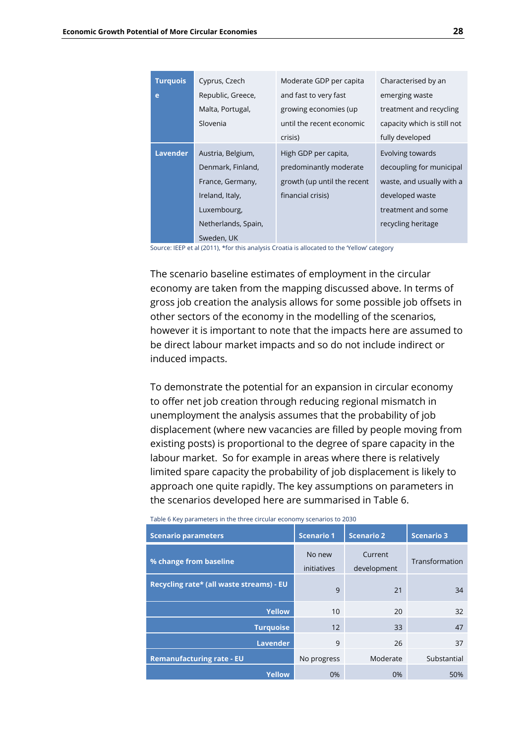| | | | |
|---|---|---|---|
| **Turquoise** | Cyprus, Czech Republic, Greece, Malta, Portugal, Slovenia | Moderate GDP per capita and fast to very fast growing economies (up until the recent economic crisis) | Characterised by an emerging waste treatment and recycling capacity which is still not fully developed |
| **Lavender** | Austria, Belgium, Denmark, Finland, France, Germany, Ireland, Italy, Luxembourg, Netherlands, Spain, Sweden, UK | High GDP per capita, predominantly moderate growth (up until the recent financial crisis) | Evolving towards decoupling for municipal waste, and usually with a developed waste treatment and some recycling heritage |

Source: IEEP et al (2011), *for this analysis Croatia is allocated to the 'Yellow' category

The scenario baseline estimates of employment in the circular economy are taken from the mapping discussed above. In terms of gross job creation the analysis allows for some possible job offsets in other sectors of the economy in the modelling of the scenarios, however it is important to note that the impacts here are assumed to be direct labour market impacts and so do not include indirect or induced impacts.

To demonstrate the potential for an expansion in circular economy to offer net job creation through reducing regional mismatch in unemployment the analysis assumes that the probability of job displacement (where new vacancies are filled by people moving from existing posts) is proportional to the degree of spare capacity in the labour market. So for example in areas where there is relatively limited spare capacity the probability of job displacement is likely to approach one quite rapidly. The key assumptions on parameters in the scenarios developed here are summarised in Table 6.

Table 6 Key parameters in the three circular economy scenarios to 2030

| Scenario parameters | Scenario 1 | Scenario 2 | Scenario 3 |
|---|---|---|---|
| **% change from baseline** | No new initiatives | Current development | Transformation |
| **Recycling rate* (all waste streams) - EU** | 9 | 21 | 34 |
| **Yellow** | 10 | 20 | 32 |
| **Turquoise** | 12 | 33 | 47 |
| **Lavender** | 9 | 26 | 37 |
| **Remanufacturing rate - EU** | No progress | Moderate | Substantial |
| **Yellow** | 0% | 0% | 50% |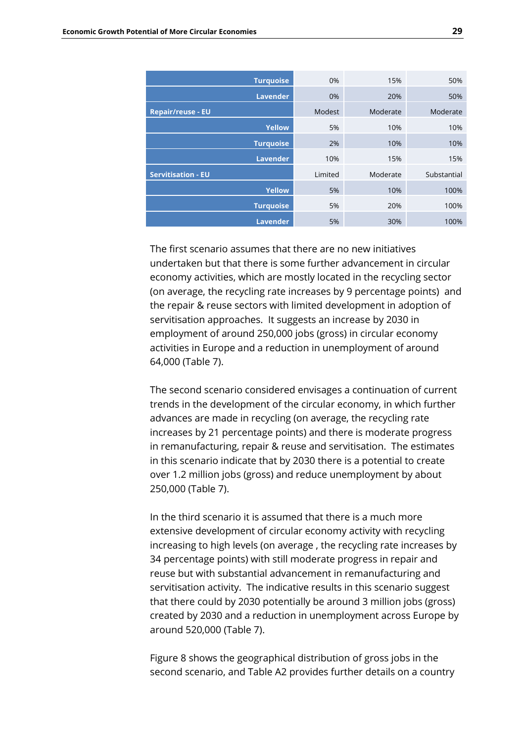| | | | |
|---|---|---|---|
| Turquoise | 0% | 15% | 50% |
| Lavender | 0% | 20% | 50% |
| **Repair/reuse - EU** | Modest | Moderate | Moderate |
| Yellow | 5% | 10% | 10% |
| Turquoise | 2% | 10% | 10% |
| Lavender | 10% | 15% | 15% |
| **Servitisation - EU** | Limited | Moderate | Substantial |
| Yellow | 5% | 10% | 100% |
| Turquoise | 5% | 20% | 100% |
| Lavender | 5% | 30% | 100% |

The first scenario assumes that there are no new initiatives undertaken but that there is some further advancement in circular economy activities, which are mostly located in the recycling sector (on average, the recycling rate increases by 9 percentage points) and the repair & reuse sectors with limited development in adoption of servitisation approaches. It suggests an increase by 2030 in employment of around 250,000 jobs (gross) in circular economy activities in Europe and a reduction in unemployment of around 64,000 (Table 7).

The second scenario considered envisages a continuation of current trends in the development of the circular economy, in which further advances are made in recycling (on average, the recycling rate increases by 21 percentage points) and there is moderate progress in remanufacturing, repair & reuse and servitisation. The estimates in this scenario indicate that by 2030 there is a potential to create over 1.2 million jobs (gross) and reduce unemployment by about 250,000 (Table 7).

In the third scenario it is assumed that there is a much more extensive development of circular economy activity with recycling increasing to high levels (on average , the recycling rate increases by 34 percentage points) with still moderate progress in repair and reuse but with substantial advancement in remanufacturing and servitisation activity. The indicative results in this scenario suggest that there could by 2030 potentially be around 3 million jobs (gross) created by 2030 and a reduction in unemployment across Europe by around 520,000 (Table 7).

Figure 8 shows the geographical distribution of gross jobs in the second scenario, and Table A2 provides further details on a country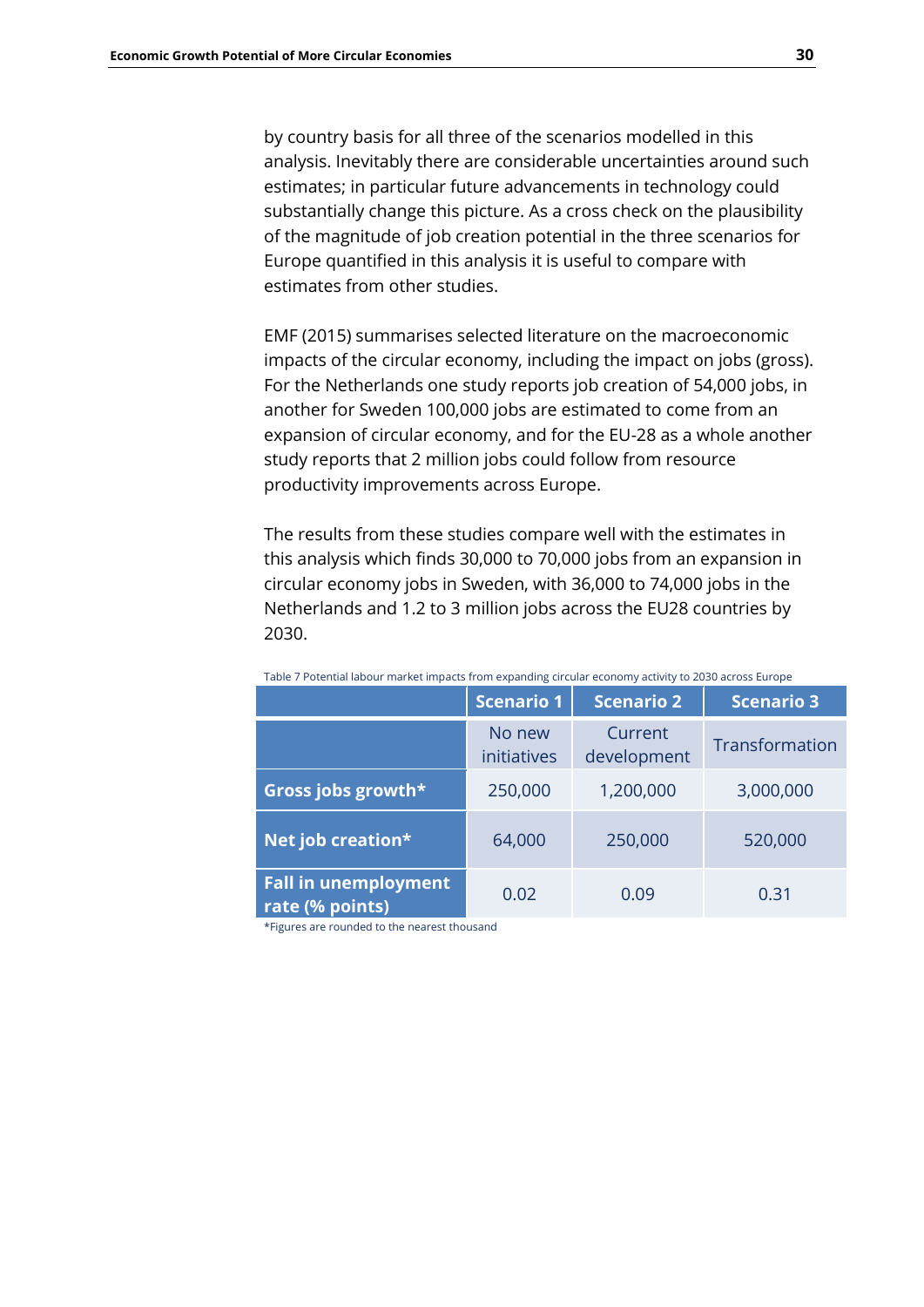by country basis for all three of the scenarios modelled in this analysis. Inevitably there are considerable uncertainties around such estimates; in particular future advancements in technology could substantially change this picture. As a cross check on the plausibility of the magnitude of job creation potential in the three scenarios for Europe quantified in this analysis it is useful to compare with estimates from other studies.

EMF (2015) summarises selected literature on the macroeconomic impacts of the circular economy, including the impact on jobs (gross). For the Netherlands one study reports job creation of 54,000 jobs, in another for Sweden 100,000 jobs are estimated to come from an expansion of circular economy, and for the EU-28 as a whole another study reports that 2 million jobs could follow from resource productivity improvements across Europe.

The results from these studies compare well with the estimates in this analysis which finds 30,000 to 70,000 jobs from an expansion in circular economy jobs in Sweden, with 36,000 to 74,000 jobs in the Netherlands and 1.2 to 3 million jobs across the EU28 countries by 2030.

Table 7 Potential labour market impacts from expanding circular economy activity to 2030 across Europe

| | Scenario 1 | Scenario 2 | Scenario 3 |
|---|---|---|---|
| | No new initiatives | Current development | Transformation |
| **Gross jobs growth*** | 250,000 | 1,200,000 | 3,000,000 |
| **Net job creation*** | 64,000 | 250,000 | 520,000 |
| **Fall in unemployment rate (% points)** | 0.02 | 0.09 | 0.31 |

*Figures are rounded to the nearest thousand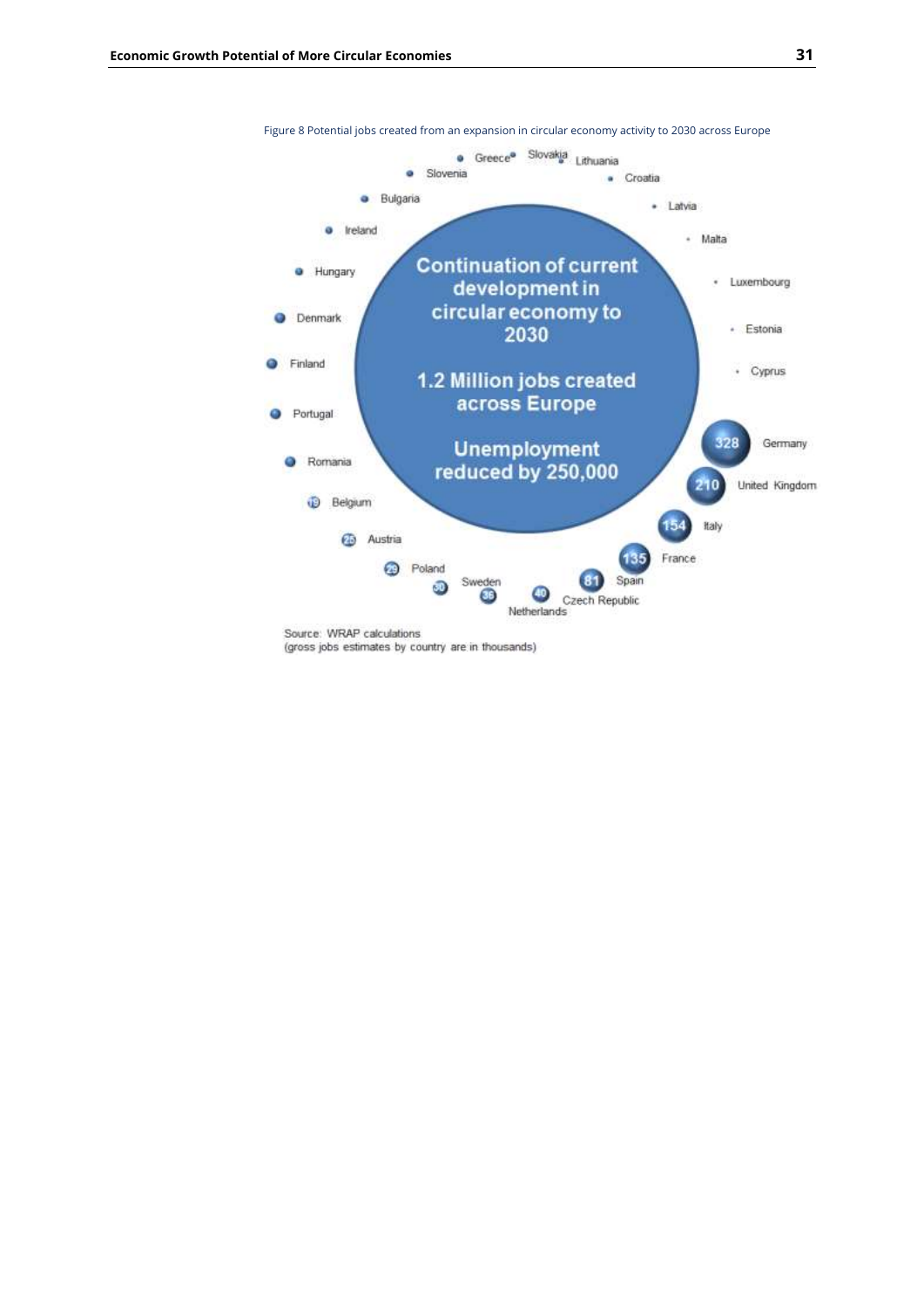Figure 8 Potential jobs created from an expansion in circular economy activity to 2030 across Europe

Continuation of current development in circular economy to 2030

1.2 Million jobs created across Europe

Unemployment reduced by 250,000

| Country | Jobs (thousands) |
|---|---|
| Germany | 328 |
| United Kingdom | 210 |
| Italy | 154 |
| France | 135 |
| Spain | 81 |
| Czech Republic | 40 |
| Netherlands | 36 |
| Sweden | 30 |
| Poland | 29 |
| Austria | 25 |
| Belgium | 19 |
| Romania | |
| Portugal | |
| Finland | |
| Denmark | |
| Hungary | |
| Ireland | |
| Bulgaria | |
| Slovenia | |
| Greece | |
| Slovakia | |
| Lithuania | |
| Croatia | |
| Latvia | |
| Malta | |
| Luxembourg | |
| Estonia | |
| Cyprus | |

Source: WRAP calculations
(gross jobs estimates by country are in thousands)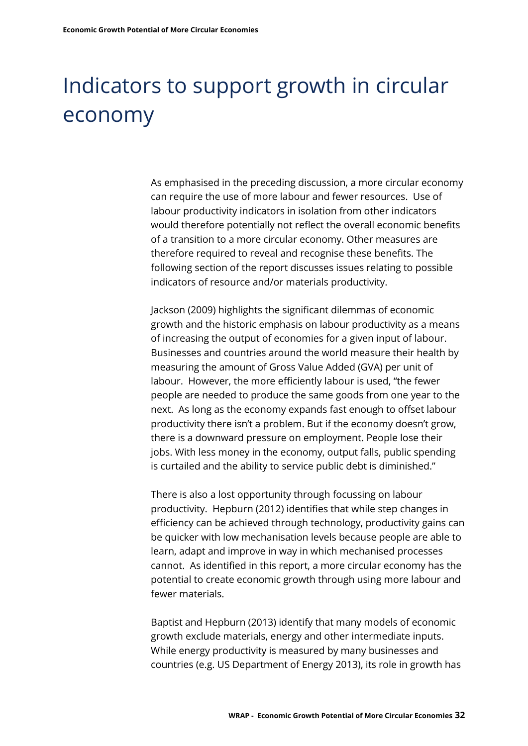# Indicators to support growth in circular economy

As emphasised in the preceding discussion, a more circular economy can require the use of more labour and fewer resources. Use of labour productivity indicators in isolation from other indicators would therefore potentially not reflect the overall economic benefits of a transition to a more circular economy. Other measures are therefore required to reveal and recognise these benefits. The following section of the report discusses issues relating to possible indicators of resource and/or materials productivity.

Jackson (2009) highlights the significant dilemmas of economic growth and the historic emphasis on labour productivity as a means of increasing the output of economies for a given input of labour. Businesses and countries around the world measure their health by measuring the amount of Gross Value Added (GVA) per unit of labour. However, the more efficiently labour is used, "the fewer people are needed to produce the same goods from one year to the next. As long as the economy expands fast enough to offset labour productivity there isn't a problem. But if the economy doesn't grow, there is a downward pressure on employment. People lose their jobs. With less money in the economy, output falls, public spending is curtailed and the ability to service public debt is diminished."

There is also a lost opportunity through focussing on labour productivity. Hepburn (2012) identifies that while step changes in efficiency can be achieved through technology, productivity gains can be quicker with low mechanisation levels because people are able to learn, adapt and improve in way in which mechanised processes cannot. As identified in this report, a more circular economy has the potential to create economic growth through using more labour and fewer materials.

Baptist and Hepburn (2013) identify that many models of economic growth exclude materials, energy and other intermediate inputs. While energy productivity is measured by many businesses and countries (e.g. US Department of Energy 2013), its role in growth has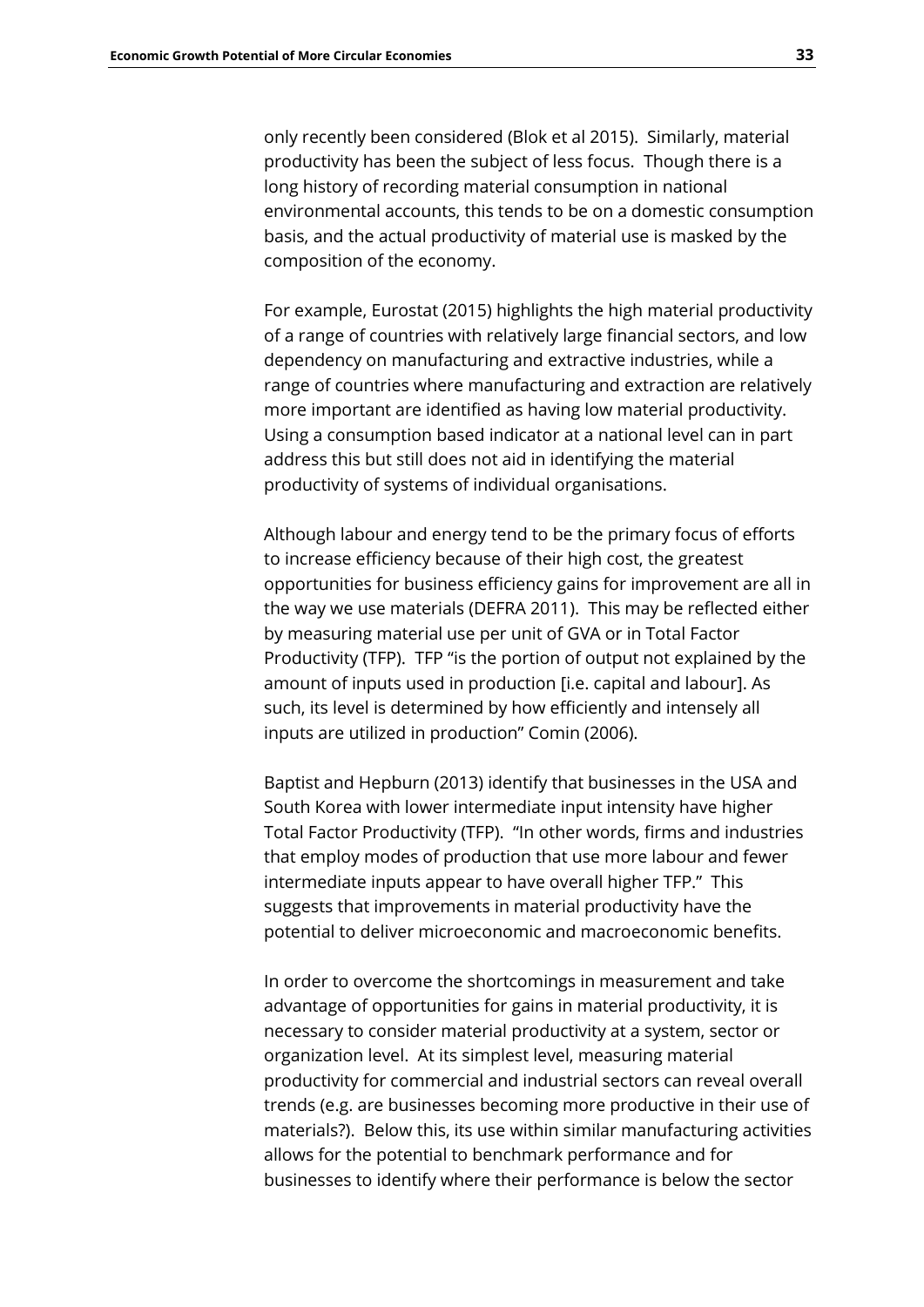only recently been considered (Blok et al 2015). Similarly, material productivity has been the subject of less focus. Though there is a long history of recording material consumption in national environmental accounts, this tends to be on a domestic consumption basis, and the actual productivity of material use is masked by the composition of the economy.

For example, Eurostat (2015) highlights the high material productivity of a range of countries with relatively large financial sectors, and low dependency on manufacturing and extractive industries, while a range of countries where manufacturing and extraction are relatively more important are identified as having low material productivity. Using a consumption based indicator at a national level can in part address this but still does not aid in identifying the material productivity of systems of individual organisations.

Although labour and energy tend to be the primary focus of efforts to increase efficiency because of their high cost, the greatest opportunities for business efficiency gains for improvement are all in the way we use materials (DEFRA 2011). This may be reflected either by measuring material use per unit of GVA or in Total Factor Productivity (TFP). TFP "is the portion of output not explained by the amount of inputs used in production [i.e. capital and labour]. As such, its level is determined by how efficiently and intensely all inputs are utilized in production" Comin (2006).

Baptist and Hepburn (2013) identify that businesses in the USA and South Korea with lower intermediate input intensity have higher Total Factor Productivity (TFP). "In other words, firms and industries that employ modes of production that use more labour and fewer intermediate inputs appear to have overall higher TFP." This suggests that improvements in material productivity have the potential to deliver microeconomic and macroeconomic benefits.

In order to overcome the shortcomings in measurement and take advantage of opportunities for gains in material productivity, it is necessary to consider material productivity at a system, sector or organization level. At its simplest level, measuring material productivity for commercial and industrial sectors can reveal overall trends (e.g. are businesses becoming more productive in their use of materials?). Below this, its use within similar manufacturing activities allows for the potential to benchmark performance and for businesses to identify where their performance is below the sector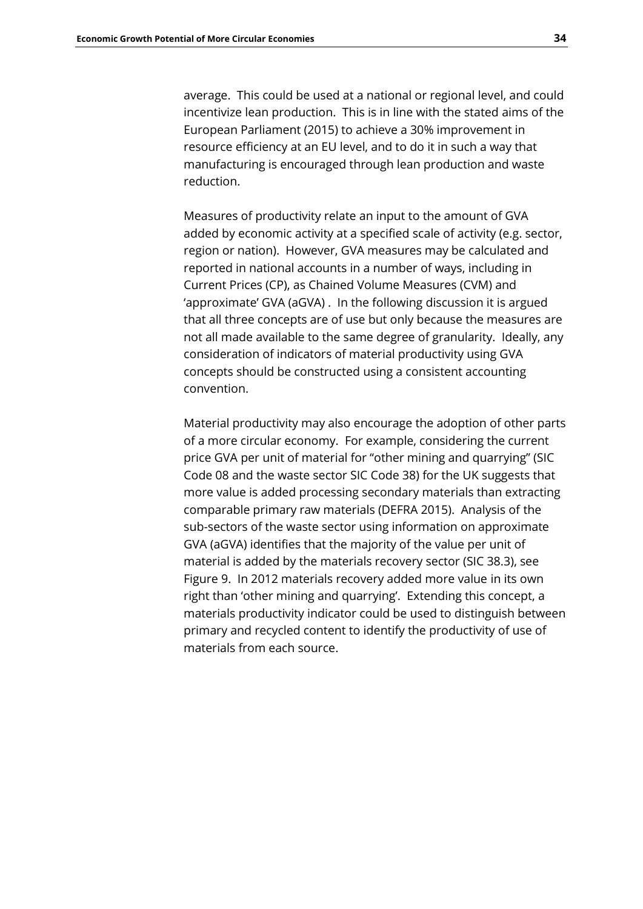average. This could be used at a national or regional level, and could incentivize lean production. This is in line with the stated aims of the European Parliament (2015) to achieve a 30% improvement in resource efficiency at an EU level, and to do it in such a way that manufacturing is encouraged through lean production and waste reduction.

Measures of productivity relate an input to the amount of GVA added by economic activity at a specified scale of activity (e.g. sector, region or nation). However, GVA measures may be calculated and reported in national accounts in a number of ways, including in Current Prices (CP), as Chained Volume Measures (CVM) and 'approximate' GVA (aGVA) . In the following discussion it is argued that all three concepts are of use but only because the measures are not all made available to the same degree of granularity. Ideally, any consideration of indicators of material productivity using GVA concepts should be constructed using a consistent accounting convention.

Material productivity may also encourage the adoption of other parts of a more circular economy. For example, considering the current price GVA per unit of material for "other mining and quarrying" (SIC Code 08 and the waste sector SIC Code 38) for the UK suggests that more value is added processing secondary materials than extracting comparable primary raw materials (DEFRA 2015). Analysis of the sub-sectors of the waste sector using information on approximate GVA (aGVA) identifies that the majority of the value per unit of material is added by the materials recovery sector (SIC 38.3), see Figure 9. In 2012 materials recovery added more value in its own right than 'other mining and quarrying'. Extending this concept, a materials productivity indicator could be used to distinguish between primary and recycled content to identify the productivity of use of materials from each source.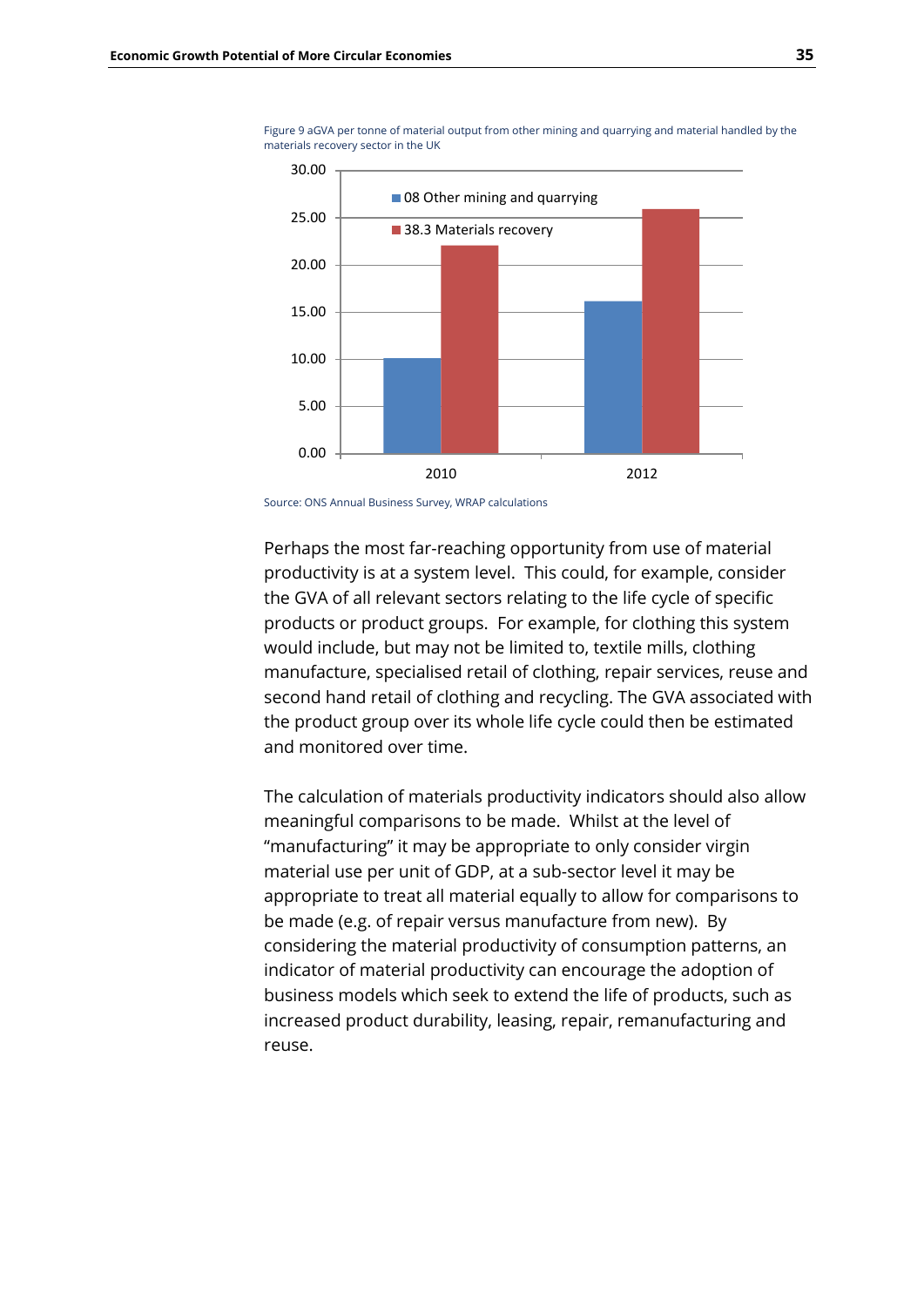Figure 9 aGVA per tonne of material output from other mining and quarrying and material handled by the materials recovery sector in the UK

Source: ONS Annual Business Survey, WRAP calculations

Perhaps the most far-reaching opportunity from use of material productivity is at a system level. This could, for example, consider the GVA of all relevant sectors relating to the life cycle of specific products or product groups. For example, for clothing this system would include, but may not be limited to, textile mills, clothing manufacture, specialised retail of clothing, repair services, reuse and second hand retail of clothing and recycling. The GVA associated with the product group over its whole life cycle could then be estimated and monitored over time.

The calculation of materials productivity indicators should also allow meaningful comparisons to be made. Whilst at the level of "manufacturing" it may be appropriate to only consider virgin material use per unit of GDP, at a sub-sector level it may be appropriate to treat all material equally to allow for comparisons to be made (e.g. of repair versus manufacture from new). By considering the material productivity of consumption patterns, an indicator of material productivity can encourage the adoption of business models which seek to extend the life of products, such as increased product durability, leasing, repair, remanufacturing and reuse.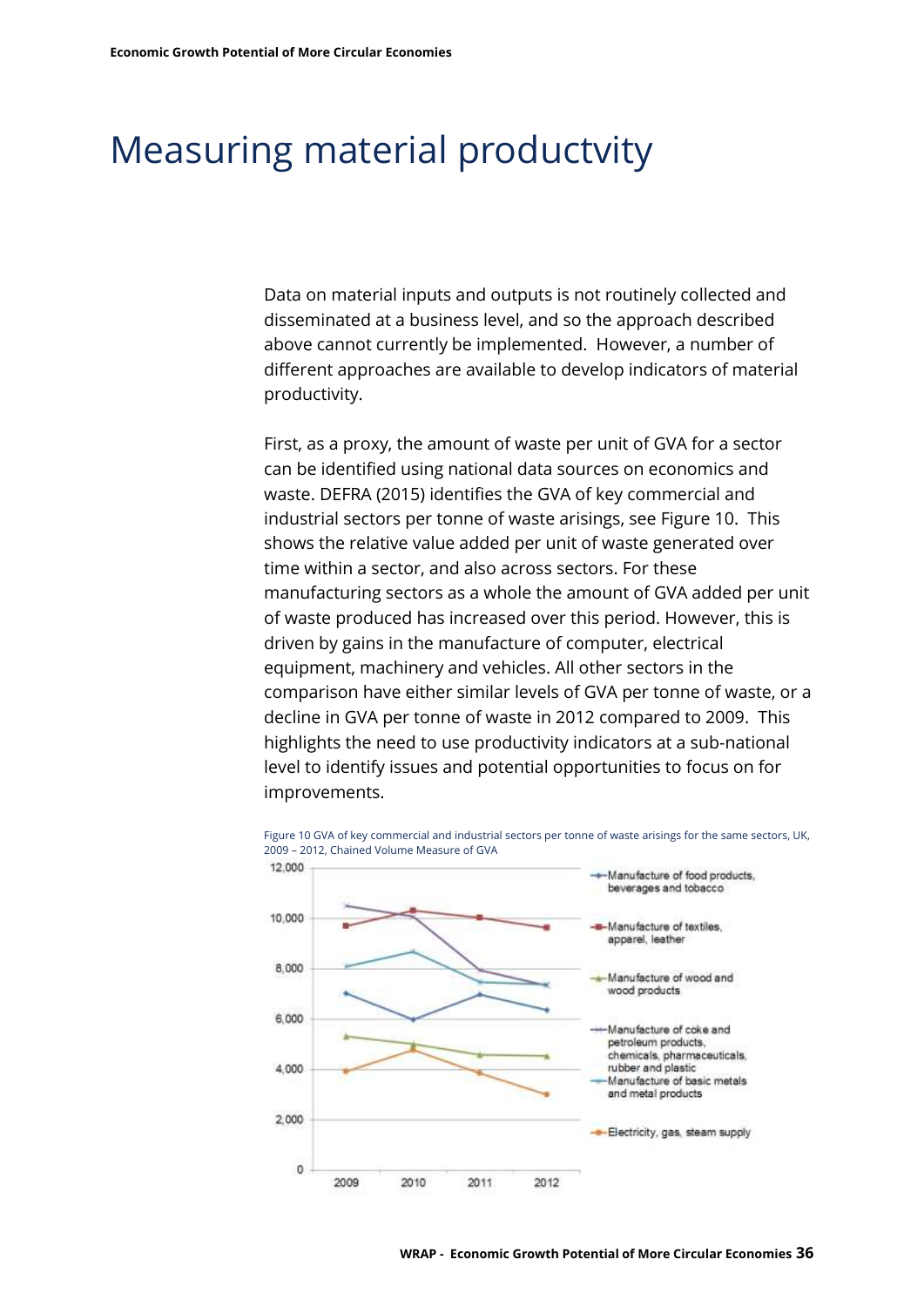# Measuring material productvity

Data on material inputs and outputs is not routinely collected and disseminated at a business level, and so the approach described above cannot currently be implemented. However, a number of different approaches are available to develop indicators of material productivity.

First, as a proxy, the amount of waste per unit of GVA for a sector can be identified using national data sources on economics and waste. DEFRA (2015) identifies the GVA of key commercial and industrial sectors per tonne of waste arisings, see Figure 10. This shows the relative value added per unit of waste generated over time within a sector, and also across sectors. For these manufacturing sectors as a whole the amount of GVA added per unit of waste produced has increased over this period. However, this is driven by gains in the manufacture of computer, electrical equipment, machinery and vehicles. All other sectors in the comparison have either similar levels of GVA per tonne of waste, or a decline in GVA per tonne of waste in 2012 compared to 2009. This highlights the need to use productivity indicators at a sub-national level to identify issues and potential opportunities to focus on for improvements.

Figure 10 GVA of key commercial and industrial sectors per tonne of waste arisings for the same sectors, UK, 2009 – 2012, Chained Volume Measure of GVA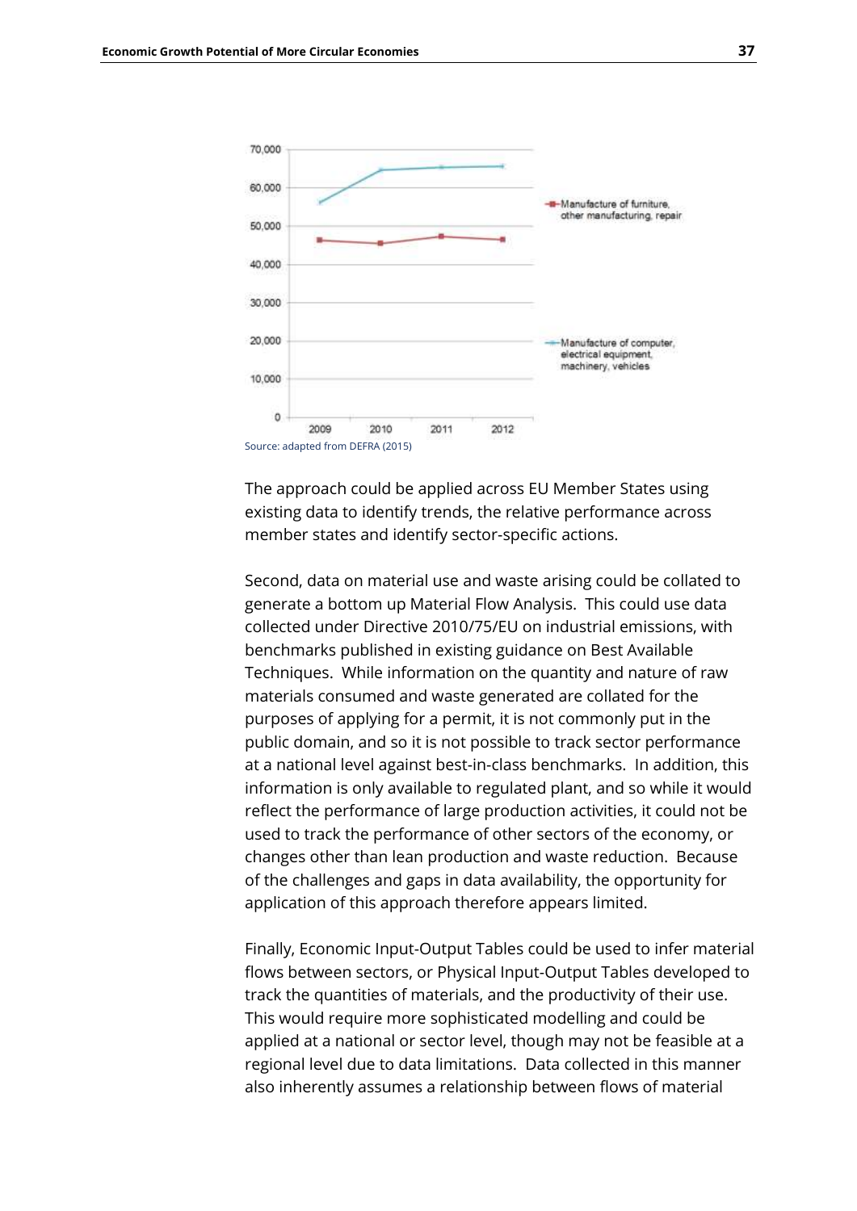Source: adapted from DEFRA (2015)

The approach could be applied across EU Member States using existing data to identify trends, the relative performance across member states and identify sector-specific actions.

Second, data on material use and waste arising could be collated to generate a bottom up Material Flow Analysis. This could use data collected under Directive 2010/75/EU on industrial emissions, with benchmarks published in existing guidance on Best Available Techniques. While information on the quantity and nature of raw materials consumed and waste generated are collated for the purposes of applying for a permit, it is not commonly put in the public domain, and so it is not possible to track sector performance at a national level against best-in-class benchmarks. In addition, this information is only available to regulated plant, and so while it would reflect the performance of large production activities, it could not be used to track the performance of other sectors of the economy, or changes other than lean production and waste reduction. Because of the challenges and gaps in data availability, the opportunity for application of this approach therefore appears limited.

Finally, Economic Input-Output Tables could be used to infer material flows between sectors, or Physical Input-Output Tables developed to track the quantities of materials, and the productivity of their use. This would require more sophisticated modelling and could be applied at a national or sector level, though may not be feasible at a regional level due to data limitations. Data collected in this manner also inherently assumes a relationship between flows of material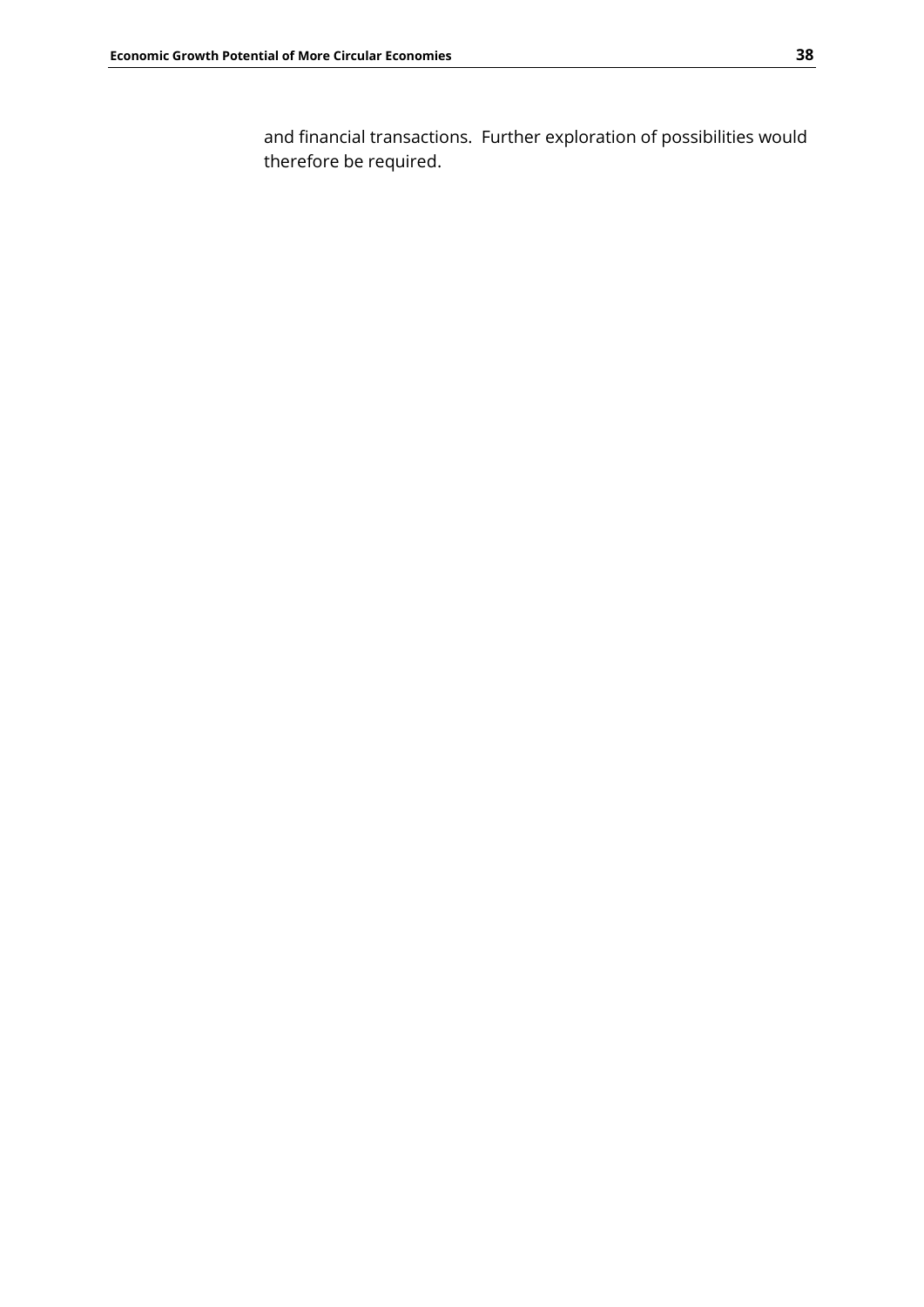and financial transactions. Further exploration of possibilities would therefore be required.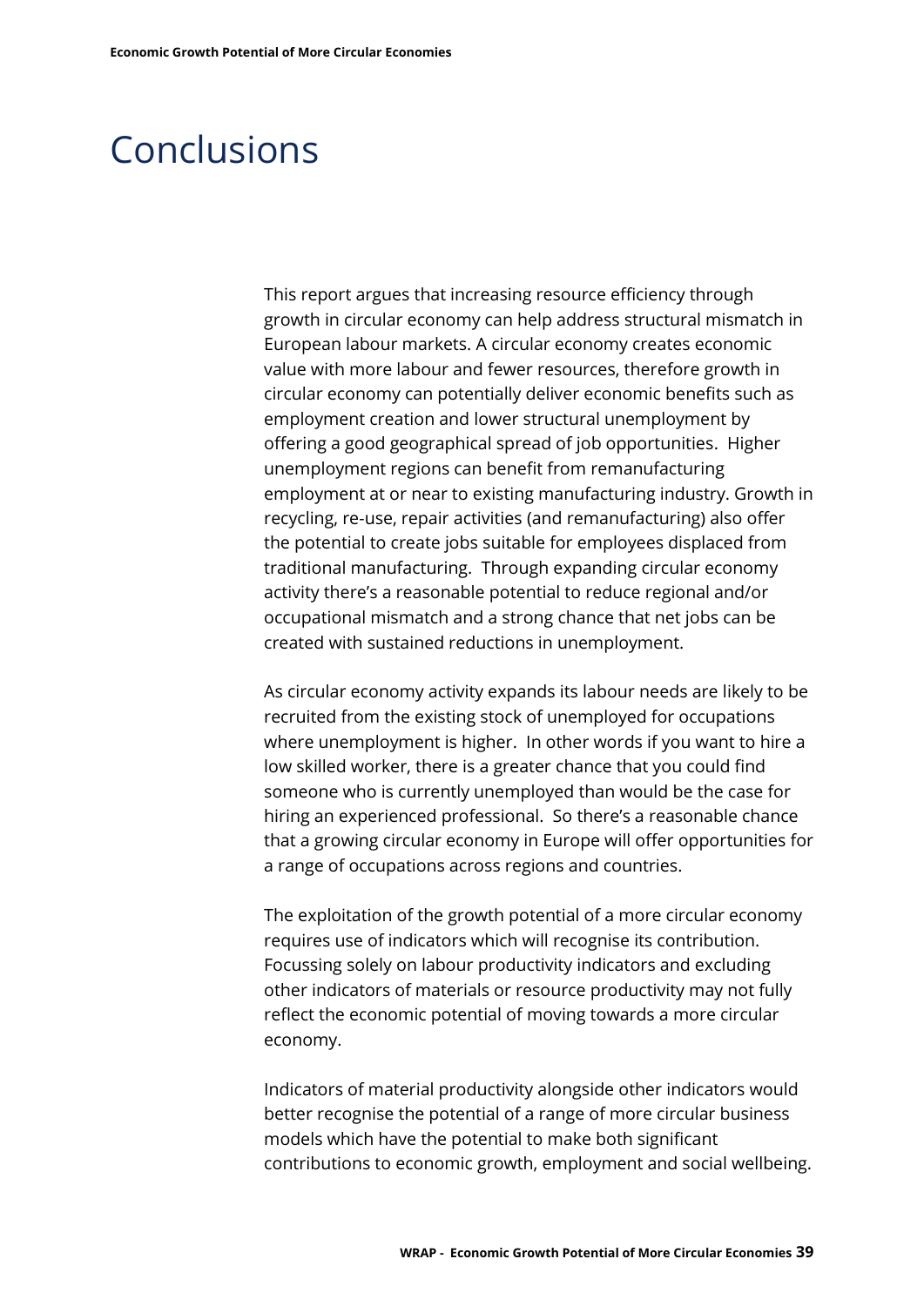# Conclusions

This report argues that increasing resource efficiency through growth in circular economy can help address structural mismatch in European labour markets. A circular economy creates economic value with more labour and fewer resources, therefore growth in circular economy can potentially deliver economic benefits such as employment creation and lower structural unemployment by offering a good geographical spread of job opportunities. Higher unemployment regions can benefit from remanufacturing employment at or near to existing manufacturing industry. Growth in recycling, re-use, repair activities (and remanufacturing) also offer the potential to create jobs suitable for employees displaced from traditional manufacturing. Through expanding circular economy activity there's a reasonable potential to reduce regional and/or occupational mismatch and a strong chance that net jobs can be created with sustained reductions in unemployment.

As circular economy activity expands its labour needs are likely to be recruited from the existing stock of unemployed for occupations where unemployment is higher. In other words if you want to hire a low skilled worker, there is a greater chance that you could find someone who is currently unemployed than would be the case for hiring an experienced professional. So there's a reasonable chance that a growing circular economy in Europe will offer opportunities for a range of occupations across regions and countries.

The exploitation of the growth potential of a more circular economy requires use of indicators which will recognise its contribution. Focussing solely on labour productivity indicators and excluding other indicators of materials or resource productivity may not fully reflect the economic potential of moving towards a more circular economy.

Indicators of material productivity alongside other indicators would better recognise the potential of a range of more circular business models which have the potential to make both significant contributions to economic growth, employment and social wellbeing.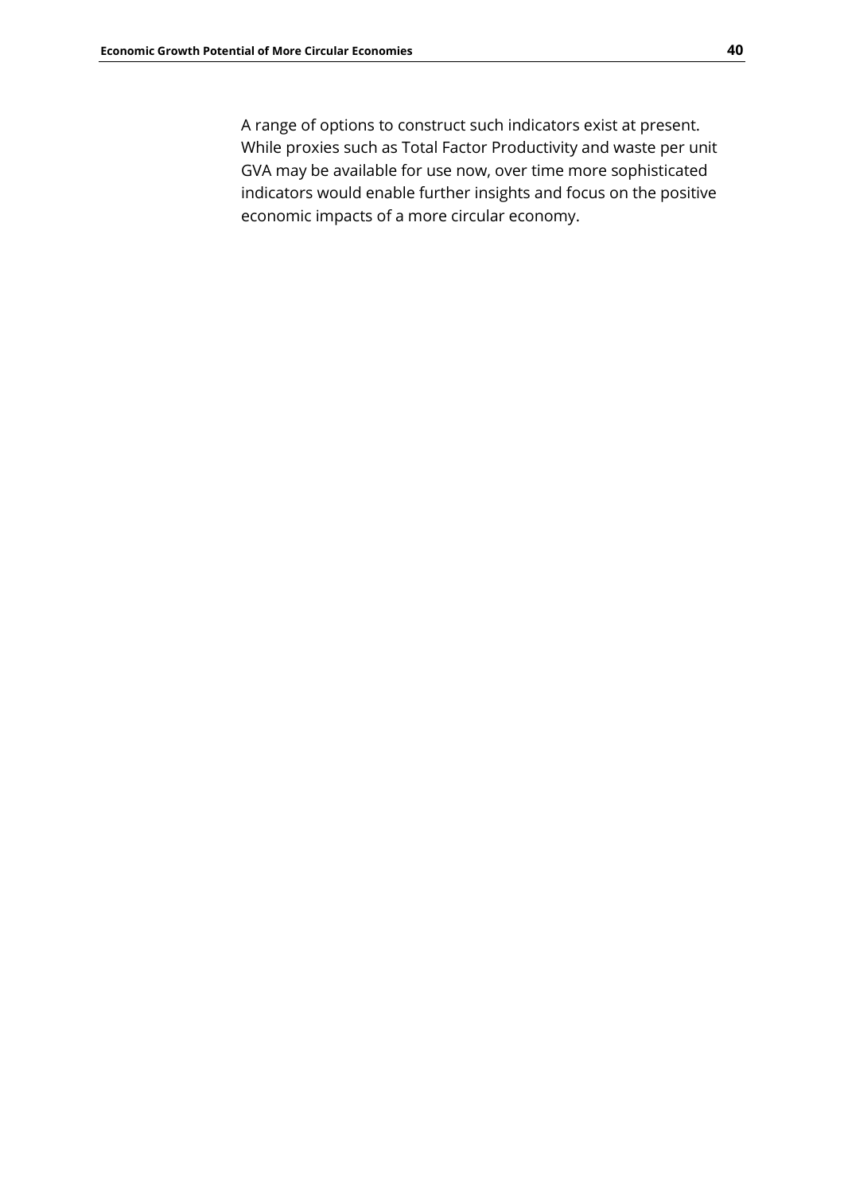A range of options to construct such indicators exist at present. While proxies such as Total Factor Productivity and waste per unit GVA may be available for use now, over time more sophisticated indicators would enable further insights and focus on the positive economic impacts of a more circular economy.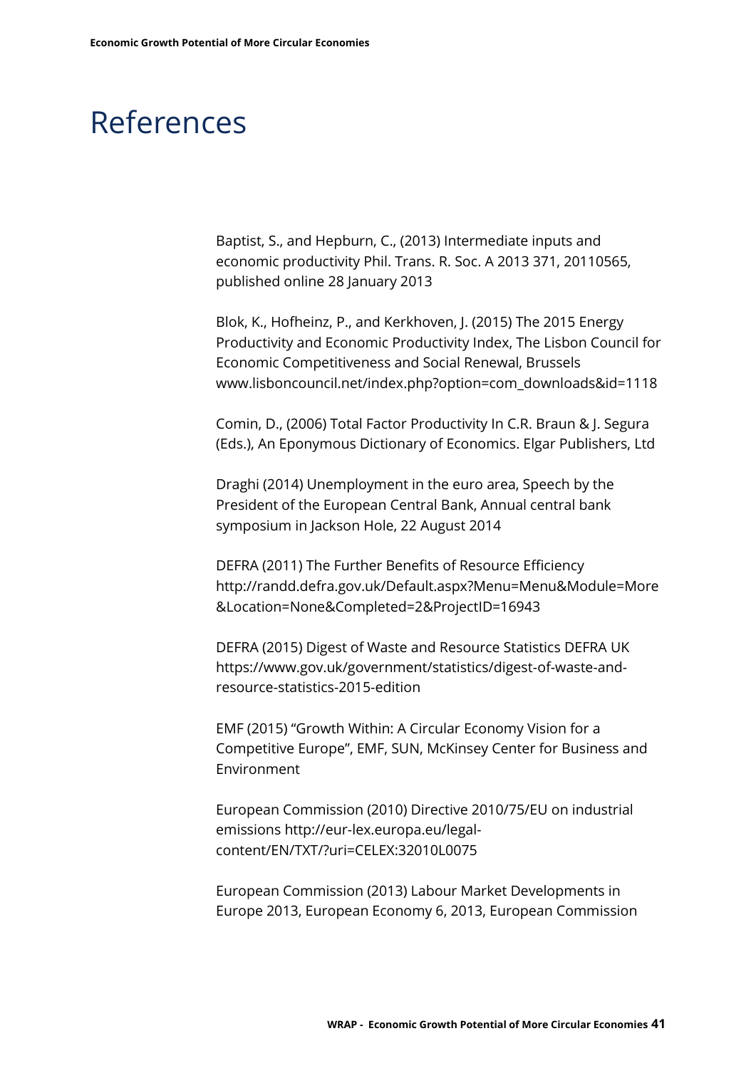# References

Baptist, S., and Hepburn, C., (2013) Intermediate inputs and economic productivity Phil. Trans. R. Soc. A 2013 371, 20110565, published online 28 January 2013

Blok, K., Hofheinz, P., and Kerkhoven, J. (2015) The 2015 Energy Productivity and Economic Productivity Index, The Lisbon Council for Economic Competitiveness and Social Renewal, Brussels www.lisboncouncil.net/index.php?option=com_downloads&id=1118

Comin, D., (2006) Total Factor Productivity In C.R. Braun & J. Segura (Eds.), An Eponymous Dictionary of Economics. Elgar Publishers, Ltd

Draghi (2014) Unemployment in the euro area, Speech by the President of the European Central Bank, Annual central bank symposium in Jackson Hole, 22 August 2014

DEFRA (2011) The Further Benefits of Resource Efficiency http://randd.defra.gov.uk/Default.aspx?Menu=Menu&Module=More&Location=None&Completed=2&ProjectID=16943

DEFRA (2015) Digest of Waste and Resource Statistics DEFRA UK https://www.gov.uk/government/statistics/digest-of-waste-and-resource-statistics-2015-edition

EMF (2015) "Growth Within: A Circular Economy Vision for a Competitive Europe", EMF, SUN, McKinsey Center for Business and Environment

European Commission (2010) Directive 2010/75/EU on industrial emissions http://eur-lex.europa.eu/legal-content/EN/TXT/?uri=CELEX:32010L0075

European Commission (2013) Labour Market Developments in Europe 2013, European Economy 6, 2013, European Commission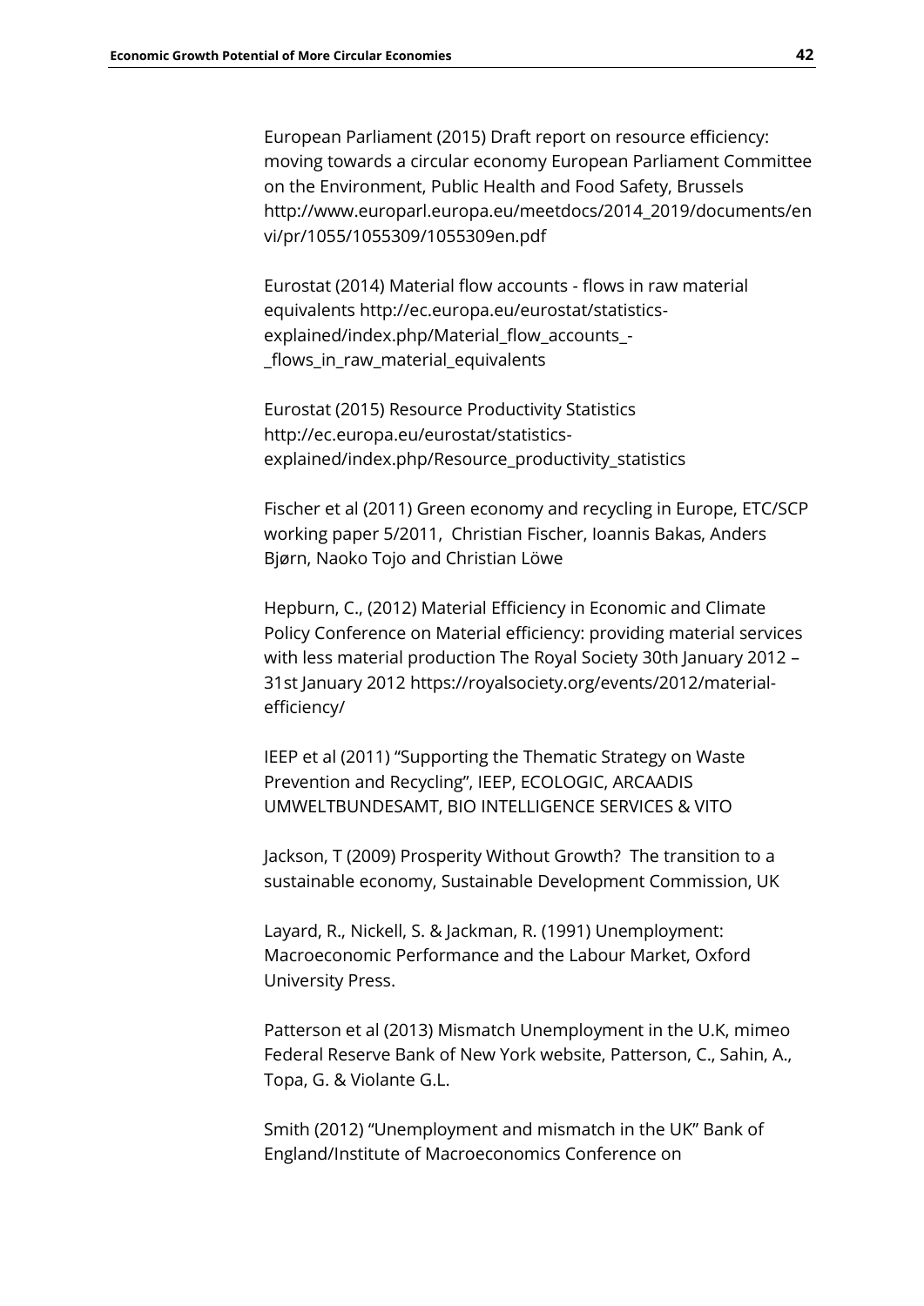European Parliament (2015) Draft report on resource efficiency: moving towards a circular economy European Parliament Committee on the Environment, Public Health and Food Safety, Brussels http://www.europarl.europa.eu/meetdocs/2014_2019/documents/envi/pr/1055/1055309/1055309en.pdf

Eurostat (2014) Material flow accounts - flows in raw material equivalents http://ec.europa.eu/eurostat/statistics-explained/index.php/Material_flow_accounts_-_flows_in_raw_material_equivalents

Eurostat (2015) Resource Productivity Statistics http://ec.europa.eu/eurostat/statistics-explained/index.php/Resource_productivity_statistics

Fischer et al (2011) Green economy and recycling in Europe, ETC/SCP working paper 5/2011, Christian Fischer, Ioannis Bakas, Anders Bjørn, Naoko Tojo and Christian Löwe

Hepburn, C., (2012) Material Efficiency in Economic and Climate Policy Conference on Material efficiency: providing material services with less material production The Royal Society 30th January 2012 – 31st January 2012 https://royalsociety.org/events/2012/material-efficiency/

IEEP et al (2011) "Supporting the Thematic Strategy on Waste Prevention and Recycling", IEEP, ECOLOGIC, ARCAADIS UMWELTBUNDESAMT, BIO INTELLIGENCE SERVICES & VITO

Jackson, T (2009) Prosperity Without Growth? The transition to a sustainable economy, Sustainable Development Commission, UK

Layard, R., Nickell, S. & Jackman, R. (1991) Unemployment: Macroeconomic Performance and the Labour Market, Oxford University Press.

Patterson et al (2013) Mismatch Unemployment in the U.K, mimeo Federal Reserve Bank of New York website, Patterson, C., Sahin, A., Topa, G. & Violante G.L.

Smith (2012) "Unemployment and mismatch in the UK" Bank of England/Institute of Macroeconomics Conference on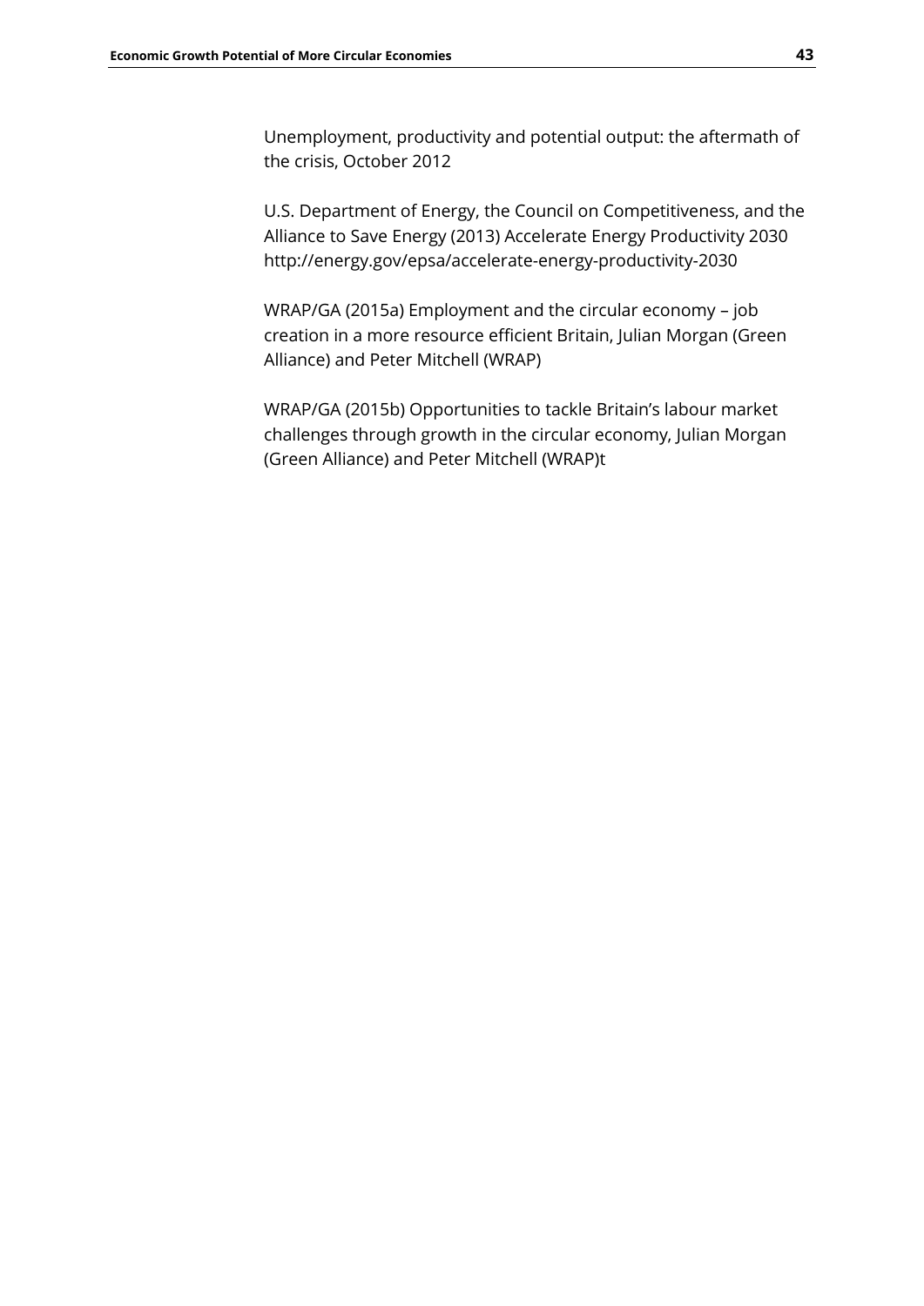Unemployment, productivity and potential output: the aftermath of the crisis, October 2012

U.S. Department of Energy, the Council on Competitiveness, and the Alliance to Save Energy (2013) Accelerate Energy Productivity 2030 http://energy.gov/epsa/accelerate-energy-productivity-2030

WRAP/GA (2015a) Employment and the circular economy – job creation in a more resource efficient Britain, Julian Morgan (Green Alliance) and Peter Mitchell (WRAP)

WRAP/GA (2015b) Opportunities to tackle Britain's labour market challenges through growth in the circular economy, Julian Morgan (Green Alliance) and Peter Mitchell (WRAP)t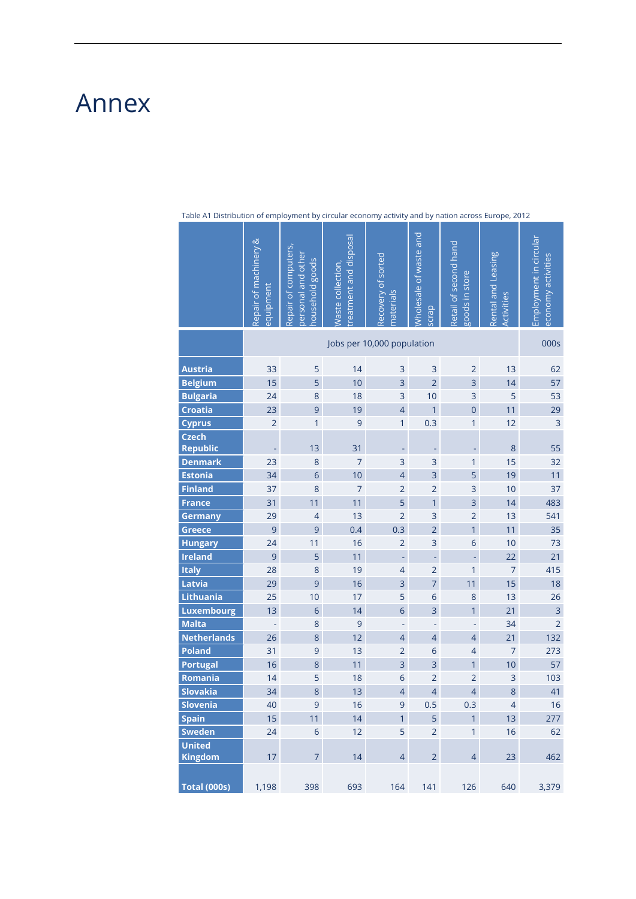# Annex

Table A1 Distribution of employment by circular economy activity and by nation across Europe, 2012

| | Repair of machinery & equipment | Repair of computers, personal and other household goods | Waste collection, treatment and disposal | Recovery of sorted materials | Wholesale of waste and scrap | Retail of second hand goods in store | Rental and Leasing Activities | Employment in circular economy activities |
|---|---|---|---|---|---|---|---|---|
| | Jobs per 10,000 population | | | | | | | 000s |
| **Austria** | 33 | 5 | 14 | 3 | 3 | 2 | 13 | 62 |
| **Belgium** | 15 | 5 | 10 | 3 | 2 | 3 | 14 | 57 |
| **Bulgaria** | 24 | 8 | 18 | 3 | 10 | 3 | 5 | 53 |
| **Croatia** | 23 | 9 | 19 | 4 | 1 | 0 | 11 | 29 |
| **Cyprus** | 2 | 1 | 9 | 1 | 0.3 | 1 | 12 | 3 |
| **Czech Republic** | - | 13 | 31 | - | - | - | 8 | 55 |
| **Denmark** | 23 | 8 | 7 | 3 | 3 | 1 | 15 | 32 |
| **Estonia** | 34 | 6 | 10 | 4 | 3 | 5 | 19 | 11 |
| **Finland** | 37 | 8 | 7 | 2 | 2 | 3 | 10 | 37 |
| **France** | 31 | 11 | 11 | 5 | 1 | 3 | 14 | 483 |
| **Germany** | 29 | 4 | 13 | 2 | 3 | 2 | 13 | 541 |
| **Greece** | 9 | 9 | 0.4 | 0.3 | 2 | 1 | 11 | 35 |
| **Hungary** | 24 | 11 | 16 | 2 | 3 | 6 | 10 | 73 |
| **Ireland** | 9 | 5 | 11 | - | - | - | 22 | 21 |
| **Italy** | 28 | 8 | 19 | 4 | 2 | 1 | 7 | 415 |
| **Latvia** | 29 | 9 | 16 | 3 | 7 | 11 | 15 | 18 |
| **Lithuania** | 25 | 10 | 17 | 5 | 6 | 8 | 13 | 26 |
| **Luxembourg** | 13 | 6 | 14 | 6 | 3 | 1 | 21 | 3 |
| **Malta** | - | 8 | 9 | - | - | - | 34 | 2 |
| **Netherlands** | 26 | 8 | 12 | 4 | 4 | 4 | 21 | 132 |
| **Poland** | 31 | 9 | 13 | 2 | 6 | 4 | 7 | 273 |
| **Portugal** | 16 | 8 | 11 | 3 | 3 | 1 | 10 | 57 |
| **Romania** | 14 | 5 | 18 | 6 | 2 | 2 | 3 | 103 |
| **Slovakia** | 34 | 8 | 13 | 4 | 4 | 4 | 8 | 41 |
| **Slovenia** | 40 | 9 | 16 | 9 | 0.5 | 0.3 | 4 | 16 |
| **Spain** | 15 | 11 | 14 | 1 | 5 | 1 | 13 | 277 |
| **Sweden** | 24 | 6 | 12 | 5 | 2 | 1 | 16 | 62 |
| **United Kingdom** | 17 | 7 | 14 | 4 | 2 | 4 | 23 | 462 |
| **Total (000s)** | 1,198 | 398 | 693 | 164 | 141 | 126 | 640 | 3,379 |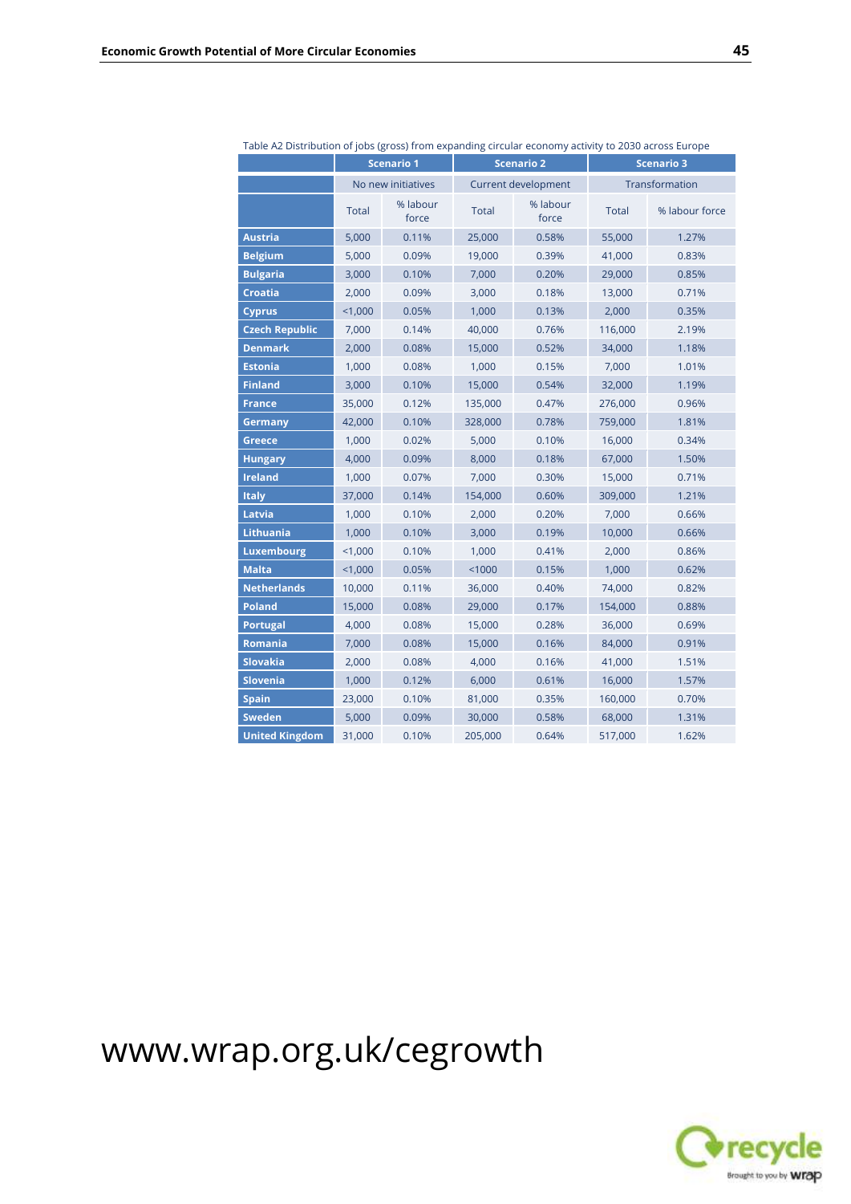Table A2 Distribution of jobs (gross) from expanding circular economy activity to 2030 across Europe

| | Scenario 1 | | Scenario 2 | | Scenario 3 | |
|---|---|---|---|---|---|---|
| | No new initiatives | | Current development | | Transformation | |
| | Total | % labour force | Total | % labour force | Total | % labour force |
| **Austria** | 5,000 | 0.11% | 25,000 | 0.58% | 55,000 | 1.27% |
| **Belgium** | 5,000 | 0.09% | 19,000 | 0.39% | 41,000 | 0.83% |
| **Bulgaria** | 3,000 | 0.10% | 7,000 | 0.20% | 29,000 | 0.85% |
| **Croatia** | 2,000 | 0.09% | 3,000 | 0.18% | 13,000 | 0.71% |
| **Cyprus** | <1,000 | 0.05% | 1,000 | 0.13% | 2,000 | 0.35% |
| **Czech Republic** | 7,000 | 0.14% | 40,000 | 0.76% | 116,000 | 2.19% |
| **Denmark** | 2,000 | 0.08% | 15,000 | 0.52% | 34,000 | 1.18% |
| **Estonia** | 1,000 | 0.08% | 1,000 | 0.15% | 7,000 | 1.01% |
| **Finland** | 3,000 | 0.10% | 15,000 | 0.54% | 32,000 | 1.19% |
| **France** | 35,000 | 0.12% | 135,000 | 0.47% | 276,000 | 0.96% |
| **Germany** | 42,000 | 0.10% | 328,000 | 0.78% | 759,000 | 1.81% |
| **Greece** | 1,000 | 0.02% | 5,000 | 0.10% | 16,000 | 0.34% |
| **Hungary** | 4,000 | 0.09% | 8,000 | 0.18% | 67,000 | 1.50% |
| **Ireland** | 1,000 | 0.07% | 7,000 | 0.30% | 15,000 | 0.71% |
| **Italy** | 37,000 | 0.14% | 154,000 | 0.60% | 309,000 | 1.21% |
| **Latvia** | 1,000 | 0.10% | 2,000 | 0.20% | 7,000 | 0.66% |
| **Lithuania** | 1,000 | 0.10% | 3,000 | 0.19% | 10,000 | 0.66% |
| **Luxembourg** | <1,000 | 0.10% | 1,000 | 0.41% | 2,000 | 0.86% |
| **Malta** | <1,000 | 0.05% | <1000 | 0.15% | 1,000 | 0.62% |
| **Netherlands** | 10,000 | 0.11% | 36,000 | 0.40% | 74,000 | 0.82% |
| **Poland** | 15,000 | 0.08% | 29,000 | 0.17% | 154,000 | 0.88% |
| **Portugal** | 4,000 | 0.08% | 15,000 | 0.28% | 36,000 | 0.69% |
| **Romania** | 7,000 | 0.08% | 15,000 | 0.16% | 84,000 | 0.91% |
| **Slovakia** | 2,000 | 0.08% | 4,000 | 0.16% | 41,000 | 1.51% |
| **Slovenia** | 1,000 | 0.12% | 6,000 | 0.61% | 16,000 | 1.57% |
| **Spain** | 23,000 | 0.10% | 81,000 | 0.35% | 160,000 | 0.70% |
| **Sweden** | 5,000 | 0.09% | 30,000 | 0.58% | 68,000 | 1.31% |
| **United Kingdom** | 31,000 | 0.10% | 205,000 | 0.64% | 517,000 | 1.62% |

www.wrap.org.uk/cegrowth